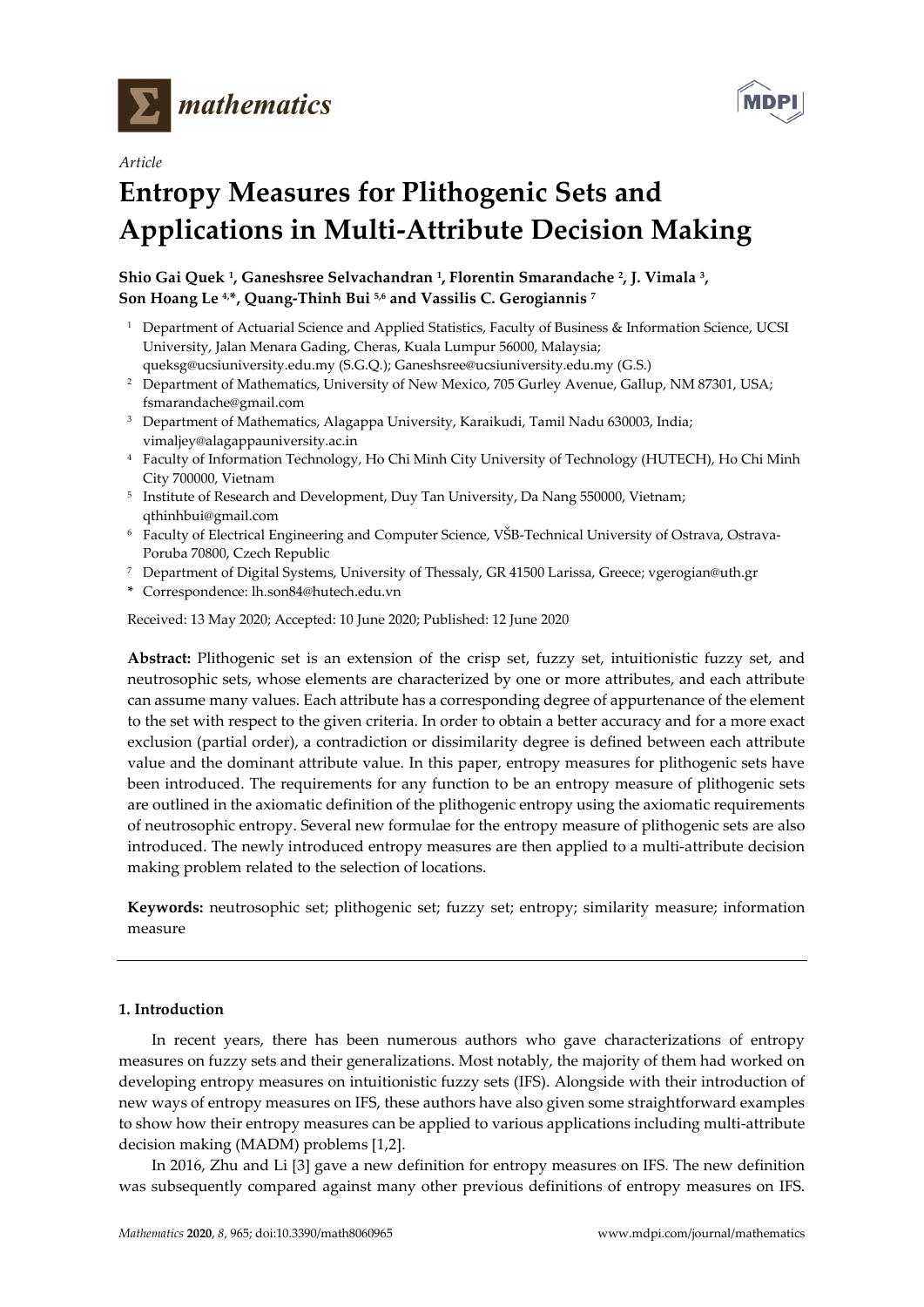*Article*

# Entropy Measures for Plithogenic Sets and Applications in Multi-Attribute Decision Making

**Shio Gai Quek [1], Ganeshsree Selvachandran [1], Florentin Smarandache [2], J. Vimala [3], Son Hoang Le [4,*], Quang-Thinh Bui [5,6] and Vassilis C. Gerogiannis [7]**

1. Department of Actuarial Science and Applied Statistics, Faculty of Business & Information Science, UCSI University, Jalan Menara Gading, Cheras, Kuala Lumpur 56000, Malaysia; queksg@ucsiuniversity.edu.my (S.G.Q.); Ganeshsree@ucsiuniversity.edu.my (G.S.)
2. Department of Mathematics, University of New Mexico, 705 Gurley Avenue, Gallup, NM 87301, USA; fsmarandache@gmail.com
3. Department of Mathematics, Alagappa University, Karaikudi, Tamil Nadu 630003, India; vimaljey@alagappauniversity.ac.in
4. Faculty of Information Technology, Ho Chi Minh City University of Technology (HUTECH), Ho Chi Minh City 700000, Vietnam
5. Institute of Research and Development, Duy Tan University, Da Nang 550000, Vietnam; qthinhbui@gmail.com
6. Faculty of Electrical Engineering and Computer Science, VŠB-Technical University of Ostrava, Ostrava-Poruba 70800, Czech Republic
7. Department of Digital Systems, University of Thessaly, GR 41500 Larissa, Greece; vgerogian@uth.gr

\* Correspondence: lh.son84@hutech.edu.vn

Received: 13 May 2020; Accepted: 10 June 2020; Published: 12 June 2020

**Abstract:** Plithogenic set is an extension of the crisp set, fuzzy set, intuitionistic fuzzy set, and neutrosophic sets, whose elements are characterized by one or more attributes, and each attribute can assume many values. Each attribute has a corresponding degree of appurtenance of the element to the set with respect to the given criteria. In order to obtain a better accuracy and for a more exact exclusion (partial order), a contradiction or dissimilarity degree is defined between each attribute value and the dominant attribute value. In this paper, entropy measures for plithogenic sets have been introduced. The requirements for any function to be an entropy measure of plithogenic sets are outlined in the axiomatic definition of the plithogenic entropy using the axiomatic requirements of neutrosophic entropy. Several new formulae for the entropy measure of plithogenic sets are also introduced. The newly introduced entropy measures are then applied to a multi-attribute decision making problem related to the selection of locations.

**Keywords:** neutrosophic set; plithogenic set; fuzzy set; entropy; similarity measure; information measure

## 1. Introduction

In recent years, there has been numerous authors who gave characterizations of entropy measures on fuzzy sets and their generalizations. Most notably, the majority of them had worked on developing entropy measures on intuitionistic fuzzy sets (IFS). Alongside with their introduction of new ways of entropy measures on IFS, these authors have also given some straightforward examples to show how their entropy measures can be applied to various applications including multi-attribute decision making (MADM) problems [1,2].

In 2016, Zhu and Li [3] gave a new definition for entropy measures on IFS. The new definition was subsequently compared against many other previous definitions of entropy measures on IFS.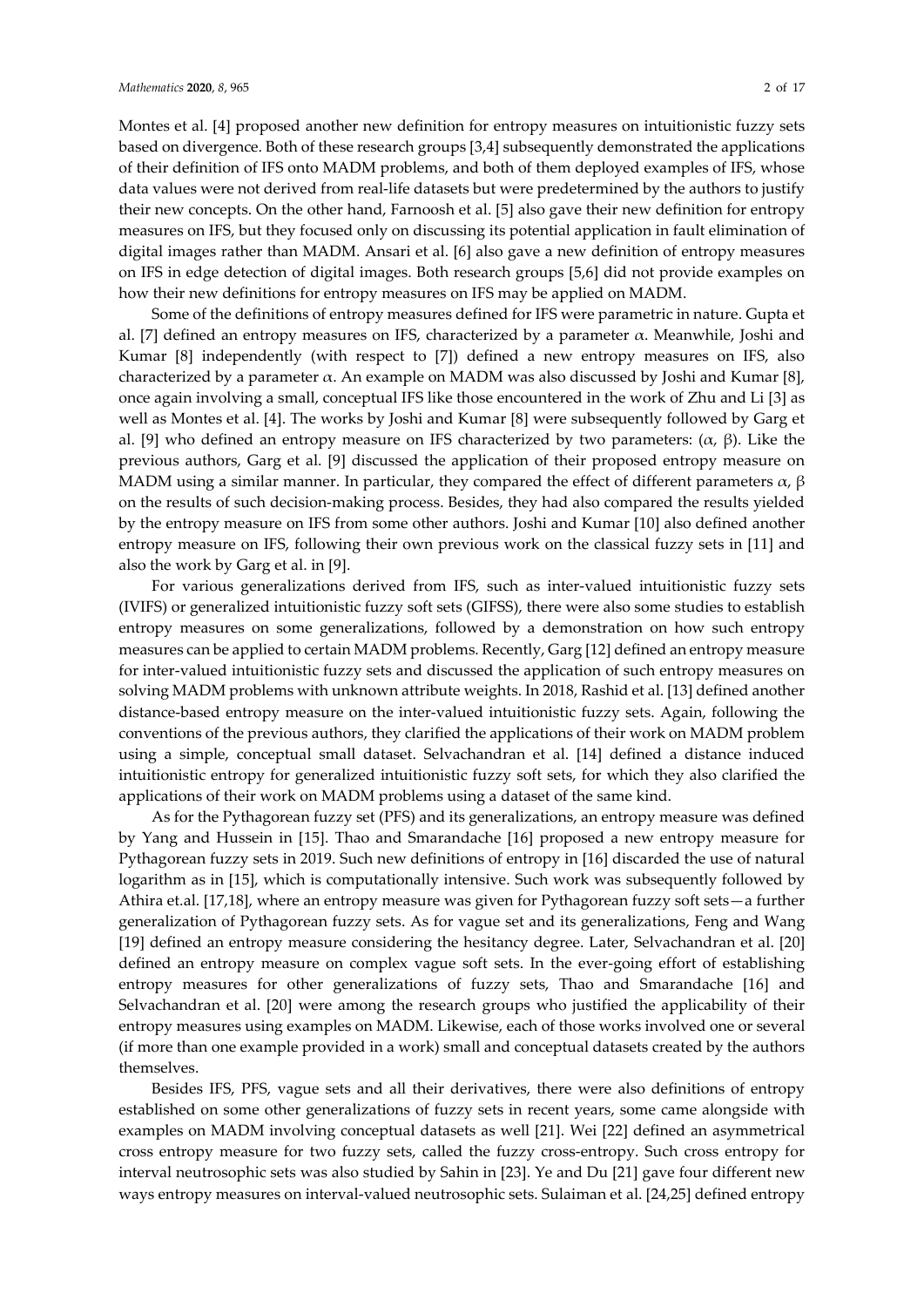Montes et al. [4] proposed another new definition for entropy measures on intuitionistic fuzzy sets based on divergence. Both of these research groups [3,4] subsequently demonstrated the applications of their definition of IFS onto MADM problems, and both of them deployed examples of IFS, whose data values were not derived from real-life datasets but were predetermined by the authors to justify their new concepts. On the other hand, Farnoosh et al. [5] also gave their new definition for entropy measures on IFS, but they focused only on discussing its potential application in fault elimination of digital images rather than MADM. Ansari et al. [6] also gave a new definition of entropy measures on IFS in edge detection of digital images. Both research groups [5,6] did not provide examples on how their new definitions for entropy measures on IFS may be applied on MADM.

Some of the definitions of entropy measures defined for IFS were parametric in nature. Gupta et al. [7] defined an entropy measures on IFS, characterized by a parameter $\alpha$. Meanwhile, Joshi and Kumar [8] independently (with respect to [7]) defined a new entropy measures on IFS, also characterized by a parameter $\alpha$. An example on MADM was also discussed by Joshi and Kumar [8], once again involving a small, conceptual IFS like those encountered in the work of Zhu and Li [3] as well as Montes et al. [4]. The works by Joshi and Kumar [8] were subsequently followed by Garg et al. [9] who defined an entropy measure on IFS characterized by two parameters: ($\alpha$, $\beta$). Like the previous authors, Garg et al. [9] discussed the application of their proposed entropy measure on MADM using a similar manner. In particular, they compared the effect of different parameters $\alpha$, $\beta$ on the results of such decision-making process. Besides, they had also compared the results yielded by the entropy measure on IFS from some other authors. Joshi and Kumar [10] also defined another entropy measure on IFS, following their own previous work on the classical fuzzy sets in [11] and also the work by Garg et al. in [9].

For various generalizations derived from IFS, such as inter-valued intuitionistic fuzzy sets (IVIFS) or generalized intuitionistic fuzzy soft sets (GIFSS), there were also some studies to establish entropy measures on some generalizations, followed by a demonstration on how such entropy measures can be applied to certain MADM problems. Recently, Garg [12] defined an entropy measure for inter-valued intuitionistic fuzzy sets and discussed the application of such entropy measures on solving MADM problems with unknown attribute weights. In 2018, Rashid et al. [13] defined another distance-based entropy measure on the inter-valued intuitionistic fuzzy sets. Again, following the conventions of the previous authors, they clarified the applications of their work on MADM problem using a simple, conceptual small dataset. Selvachandran et al. [14] defined a distance induced intuitionistic entropy for generalized intuitionistic fuzzy soft sets, for which they also clarified the applications of their work on MADM problems using a dataset of the same kind.

As for the Pythagorean fuzzy set (PFS) and its generalizations, an entropy measure was defined by Yang and Hussein in [15]. Thao and Smarandache [16] proposed a new entropy measure for Pythagorean fuzzy sets in 2019. Such new definitions of entropy in [16] discarded the use of natural logarithm as in [15], which is computationally intensive. Such work was subsequently followed by Athira et.al. [17,18], where an entropy measure was given for Pythagorean fuzzy soft sets—a further generalization of Pythagorean fuzzy sets. As for vague set and its generalizations, Feng and Wang [19] defined an entropy measure considering the hesitancy degree. Later, Selvachandran et al. [20] defined an entropy measure on complex vague soft sets. In the ever-going effort of establishing entropy measures for other generalizations of fuzzy sets, Thao and Smarandache [16] and Selvachandran et al. [20] were among the research groups who justified the applicability of their entropy measures using examples on MADM. Likewise, each of those works involved one or several (if more than one example provided in a work) small and conceptual datasets created by the authors themselves.

Besides IFS, PFS, vague sets and all their derivatives, there were also definitions of entropy established on some other generalizations of fuzzy sets in recent years, some came alongside with examples on MADM involving conceptual datasets as well [21]. Wei [22] defined an asymmetrical cross entropy measure for two fuzzy sets, called the fuzzy cross-entropy. Such cross entropy for interval neutrosophic sets was also studied by Sahin in [23]. Ye and Du [21] gave four different new ways entropy measures on interval-valued neutrosophic sets. Sulaiman et al. [24,25] defined entropy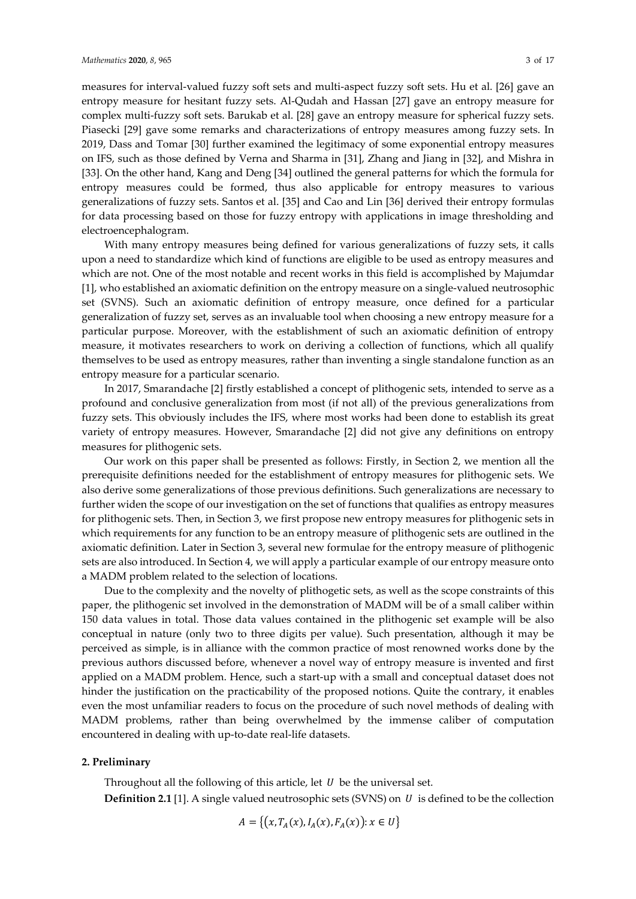measures for interval-valued fuzzy soft sets and multi-aspect fuzzy soft sets. Hu et al. [26] gave an entropy measure for hesitant fuzzy sets. Al-Qudah and Hassan [27] gave an entropy measure for complex multi-fuzzy soft sets. Barukab et al. [28] gave an entropy measure for spherical fuzzy sets. Piasecki [29] gave some remarks and characterizations of entropy measures among fuzzy sets. In 2019, Dass and Tomar [30] further examined the legitimacy of some exponential entropy measures on IFS, such as those defined by Verna and Sharma in [31], Zhang and Jiang in [32], and Mishra in [33]. On the other hand, Kang and Deng [34] outlined the general patterns for which the formula for entropy measures could be formed, thus also applicable for entropy measures to various generalizations of fuzzy sets. Santos et al. [35] and Cao and Lin [36] derived their entropy formulas for data processing based on those for fuzzy entropy with applications in image thresholding and electroencephalogram.

With many entropy measures being defined for various generalizations of fuzzy sets, it calls upon a need to standardize which kind of functions are eligible to be used as entropy measures and which are not. One of the most notable and recent works in this field is accomplished by Majumdar [1], who established an axiomatic definition on the entropy measure on a single-valued neutrosophic set (SVNS). Such an axiomatic definition of entropy measure, once defined for a particular generalization of fuzzy set, serves as an invaluable tool when choosing a new entropy measure for a particular purpose. Moreover, with the establishment of such an axiomatic definition of entropy measure, it motivates researchers to work on deriving a collection of functions, which all qualify themselves to be used as entropy measures, rather than inventing a single standalone function as an entropy measure for a particular scenario.

In 2017, Smarandache [2] firstly established a concept of plithogenic sets, intended to serve as a profound and conclusive generalization from most (if not all) of the previous generalizations from fuzzy sets. This obviously includes the IFS, where most works had been done to establish its great variety of entropy measures. However, Smarandache [2] did not give any definitions on entropy measures for plithogenic sets.

Our work on this paper shall be presented as follows: Firstly, in Section 2, we mention all the prerequisite definitions needed for the establishment of entropy measures for plithogenic sets. We also derive some generalizations of those previous definitions. Such generalizations are necessary to further widen the scope of our investigation on the set of functions that qualifies as entropy measures for plithogenic sets. Then, in Section 3, we first propose new entropy measures for plithogenic sets in which requirements for any function to be an entropy measure of plithogenic sets are outlined in the axiomatic definition. Later in Section 3, several new formulae for the entropy measure of plithogenic sets are also introduced. In Section 4, we will apply a particular example of our entropy measure onto a MADM problem related to the selection of locations.

Due to the complexity and the novelty of plithogetic sets, as well as the scope constraints of this paper, the plithogenic set involved in the demonstration of MADM will be of a small caliber within 150 data values in total. Those data values contained in the plithogenic set example will be also conceptual in nature (only two to three digits per value). Such presentation, although it may be perceived as simple, is in alliance with the common practice of most renowned works done by the previous authors discussed before, whenever a novel way of entropy measure is invented and first applied on a MADM problem. Hence, such a start-up with a small and conceptual dataset does not hinder the justification on the practicability of the proposed notions. Quite the contrary, it enables even the most unfamiliar readers to focus on the procedure of such novel methods of dealing with MADM problems, rather than being overwhelmed by the immense caliber of computation encountered in dealing with up-to-date real-life datasets.

## 2. Preliminary

Throughout all the following of this article, let $U$ be the universal set.

**Definition 2.1** [1]. A single valued neutrosophic sets (SVNS) on $U$ is defined to be the collection

$$A = \{(x, T_A(x), I_A(x), F_A(x)) : x \in U\}$$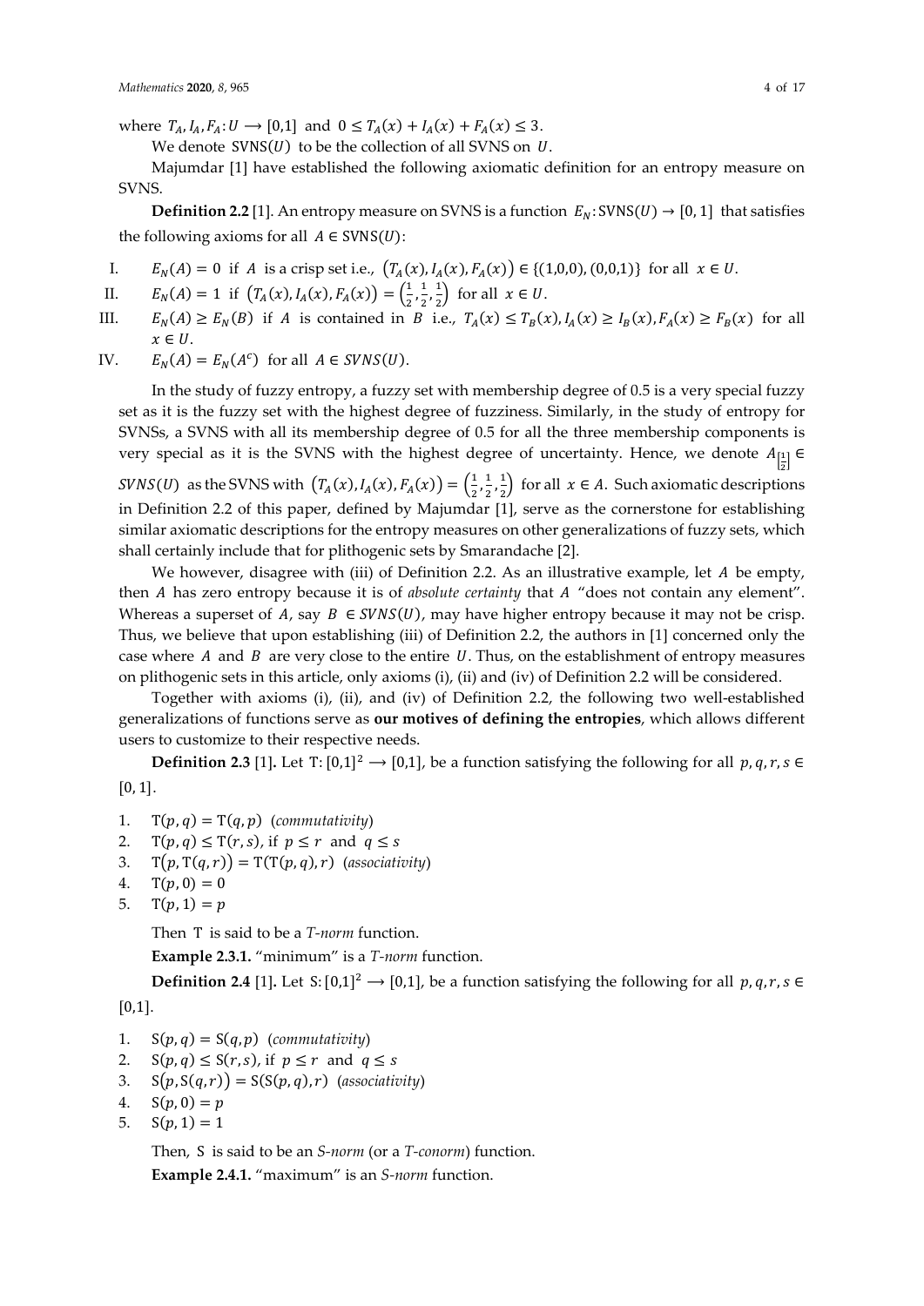where $T_A, I_A, F_A : U \longrightarrow [0,1]$ and $0 \leq T_A(x) + I_A(x) + F_A(x) \leq 3$.

We denote $\text{SVNS}(U)$ to be the collection of all SVNS on $U$.

Majumdar [1] have established the following axiomatic definition for an entropy measure on SVNS.

**Definition 2.2** [1]. An entropy measure on SVNS is a function $E_N : \text{SVNS}(U) \rightarrow [0, 1]$ that satisfies the following axioms for all $A \in \text{SVNS}(U)$:

I. $E_N(A) = 0$ if $A$ is a crisp set i.e., $(T_A(x), I_A(x), F_A(x)) \in \{(1,0,0), (0,0,1)\}$ for all $x \in U$.

II. $E_N(A) = 1$ if $(T_A(x), I_A(x), F_A(x)) = \left(\frac{1}{2}, \frac{1}{2}, \frac{1}{2}\right)$ for all $x \in U$.

III. $E_N(A) \geq E_N(B)$ if $A$ is contained in $B$ i.e., $T_A(x) \leq T_B(x), I_A(x) \geq I_B(x), F_A(x) \geq F_B(x)$ for all $x \in U$.

IV. $E_N(A) = E_N(A^c)$ for all $A \in SVNS(U)$.

In the study of fuzzy entropy, a fuzzy set with membership degree of 0.5 is a very special fuzzy set as it is the fuzzy set with the highest degree of fuzziness. Similarly, in the study of entropy for SVNSs, a SVNS with all its membership degree of 0.5 for all the three membership components is very special as it is the SVNS with the highest degree of uncertainty. Hence, we denote $A_{\left[\frac{1}{2}\right]} \in SVNS(U)$ as the SVNS with $(T_A(x), I_A(x), F_A(x)) = \left(\frac{1}{2}, \frac{1}{2}, \frac{1}{2}\right)$ for all $x \in A$. Such axiomatic descriptions in Definition 2.2 of this paper, defined by Majumdar [1], serve as the cornerstone for establishing similar axiomatic descriptions for the entropy measures on other generalizations of fuzzy sets, which shall certainly include that for plithogenic sets by Smarandache [2].

We however, disagree with (iii) of Definition 2.2. As an illustrative example, let $A$ be empty, then $A$ has zero entropy because it is of *absolute certainty* that $A$ "does not contain any element". Whereas a superset of $A$, say $B \in SVNS(U)$, may have higher entropy because it may not be crisp. Thus, we believe that upon establishing (iii) of Definition 2.2, the authors in [1] concerned only the case where $A$ and $B$ are very close to the entire $U$. Thus, on the establishment of entropy measures on plithogenic sets in this article, only axioms (i), (ii) and (iv) of Definition 2.2 will be considered.

Together with axioms (i), (ii), and (iv) of Definition 2.2, the following two well-established generalizations of functions serve as **our motives of defining the entropies**, which allows different users to customize to their respective needs.

**Definition 2.3** [1]**.** Let $\text{T} : [0,1]^2 \longrightarrow [0,1]$, be a function satisfying the following for all $p, q, r, s \in [0, 1]$.

1. $\text{T}(p, q) = \text{T}(q, p)$ (*commutativity*)
2. $\text{T}(p, q) \leq \text{T}(r, s)$, if $p \leq r$ and $q \leq s$
3. $\text{T}(p, \text{T}(q, r)) = \text{T}(\text{T}(p, q), r)$ (*associativity*)
4. $\text{T}(p, 0) = 0$
5. $\text{T}(p, 1) = p$

Then $\text{T}$ is said to be a *T-norm* function.

**Example 2.3.1.** "minimum" is a *T-norm* function.

**Definition 2.4** [1]**.** Let $\text{S} : [0,1]^2 \longrightarrow [0,1]$, be a function satisfying the following for all $p, q, r, s \in [0,1]$.

1. $\text{S}(p, q) = \text{S}(q, p)$ (*commutativity*)
2. $\text{S}(p, q) \leq \text{S}(r, s)$, if $p \leq r$ and $q \leq s$
3. $\text{S}(p, \text{S}(q, r)) = \text{S}(\text{S}(p, q), r)$ (*associativity*)
4. $\text{S}(p, 0) = p$
5. $\text{S}(p, 1) = 1$

Then, $\text{S}$ is said to be an *S-norm* (or a *T-conorm*) function.

**Example 2.4.1.** "maximum" is an *S-norm* function.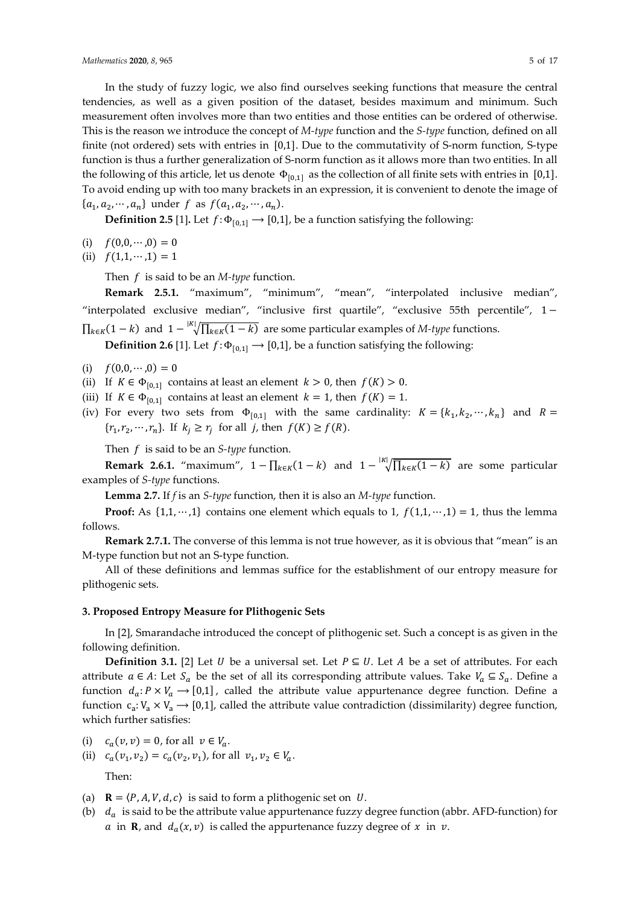In the study of fuzzy logic, we also find ourselves seeking functions that measure the central tendencies, as well as a given position of the dataset, besides maximum and minimum. Such measurement often involves more than two entities and those entities can be ordered of otherwise. This is the reason we introduce the concept of *M-type* function and the *S-type* function, defined on all finite (not ordered) sets with entries in $[0,1]$. Due to the commutativity of S-norm function, S-type function is thus a further generalization of S-norm function as it allows more than two entities. In all the following of this article, let us denote $\Phi_{[0,1]}$ as the collection of all finite sets with entries in $[0,1]$. To avoid ending up with too many brackets in an expression, it is convenient to denote the image of $\{a_1, a_2, \cdots, a_n\}$ under $f$ as $f(a_1, a_2, \cdots, a_n)$.

**Definition 2.5** [1]**.** Let $f: \Phi_{[0,1]} \longrightarrow [0,1]$, be a function satisfying the following:

(i) $f(0,0,\cdots,0) = 0$
(ii) $f(1,1,\cdots,1) = 1$

Then $f$ is said to be an *M-type* function.

**Remark 2.5.1.** "maximum", "minimum", "mean", "interpolated inclusive median", "interpolated exclusive median", "inclusive first quartile", "exclusive 55th percentile", $1 - \prod_{k \in K}(1-k)$ and $1 - \sqrt[|K|]{\prod_{k \in K}(1-k)}$ are some particular examples of *M-type* functions.

**Definition 2.6** [1]. Let $f: \Phi_{[0,1]} \longrightarrow [0,1]$, be a function satisfying the following:

(i) $f(0,0,\cdots,0) = 0$
(ii) If $K \in \Phi_{[0,1]}$ contains at least an element $k > 0$, then $f(K) > 0$.
(iii) If $K \in \Phi_{[0,1]}$ contains at least an element $k = 1$, then $f(K) = 1$.
(iv) For every two sets from $\Phi_{[0,1]}$ with the same cardinality: $K = \{k_1, k_2, \cdots, k_n\}$ and $R = \{r_1, r_2, \cdots, r_n\}$. If $k_j \geq r_j$ for all $j$, then $f(K) \geq f(R)$.

Then $f$ is said to be an *S-type* function.

**Remark 2.6.1.** "maximum", $1 - \prod_{k \in K}(1-k)$ and $1 - \sqrt[|K|]{\prod_{k \in K}(1-k)}$ are some particular examples of *S-type* functions.

**Lemma 2.7.** If *f* is an *S-type* function, then it is also an *M-type* function.

**Proof:** As $\{1,1,\cdots,1\}$ contains one element which equals to 1, $f(1,1,\cdots,1) = 1$, thus the lemma follows.

**Remark 2.7.1.** The converse of this lemma is not true however, as it is obvious that "mean" is an M-type function but not an S-type function.

All of these definitions and lemmas suffice for the establishment of our entropy measure for plithogenic sets.

## 3. Proposed Entropy Measure for Plithogenic Sets

In [2], Smarandache introduced the concept of plithogenic set. Such a concept is as given in the following definition.

**Definition 3.1.** [2] Let $U$ be a universal set. Let $P \subseteq U$. Let $A$ be a set of attributes. For each attribute $a \in A$: Let $S_a$ be the set of all its corresponding attribute values. Take $V_a \subseteq S_a$. Define a function $d_a: P \times V_a \longrightarrow [0,1]$, called the attribute value appurtenance degree function. Define a function $c_a: V_a \times V_a \longrightarrow [0,1]$, called the attribute value contradiction (dissimilarity) degree function, which further satisfies:

(i) $c_a(v,v) = 0$, for all $v \in V_a$.
(ii) $c_a(v_1,v_2) = c_a(v_2,v_1)$, for all $v_1, v_2 \in V_a$.

Then:

(a) $\mathbf{R} = \langle P, A, V, d, c \rangle$ is said to form a plithogenic set on $U$.
(b) $d_a$ is said to be the attribute value appurtenance fuzzy degree function (abbr. AFD-function) for $a$ in $\mathbf{R}$, and $d_a(x,v)$ is called the appurtenance fuzzy degree of $x$ in $v$.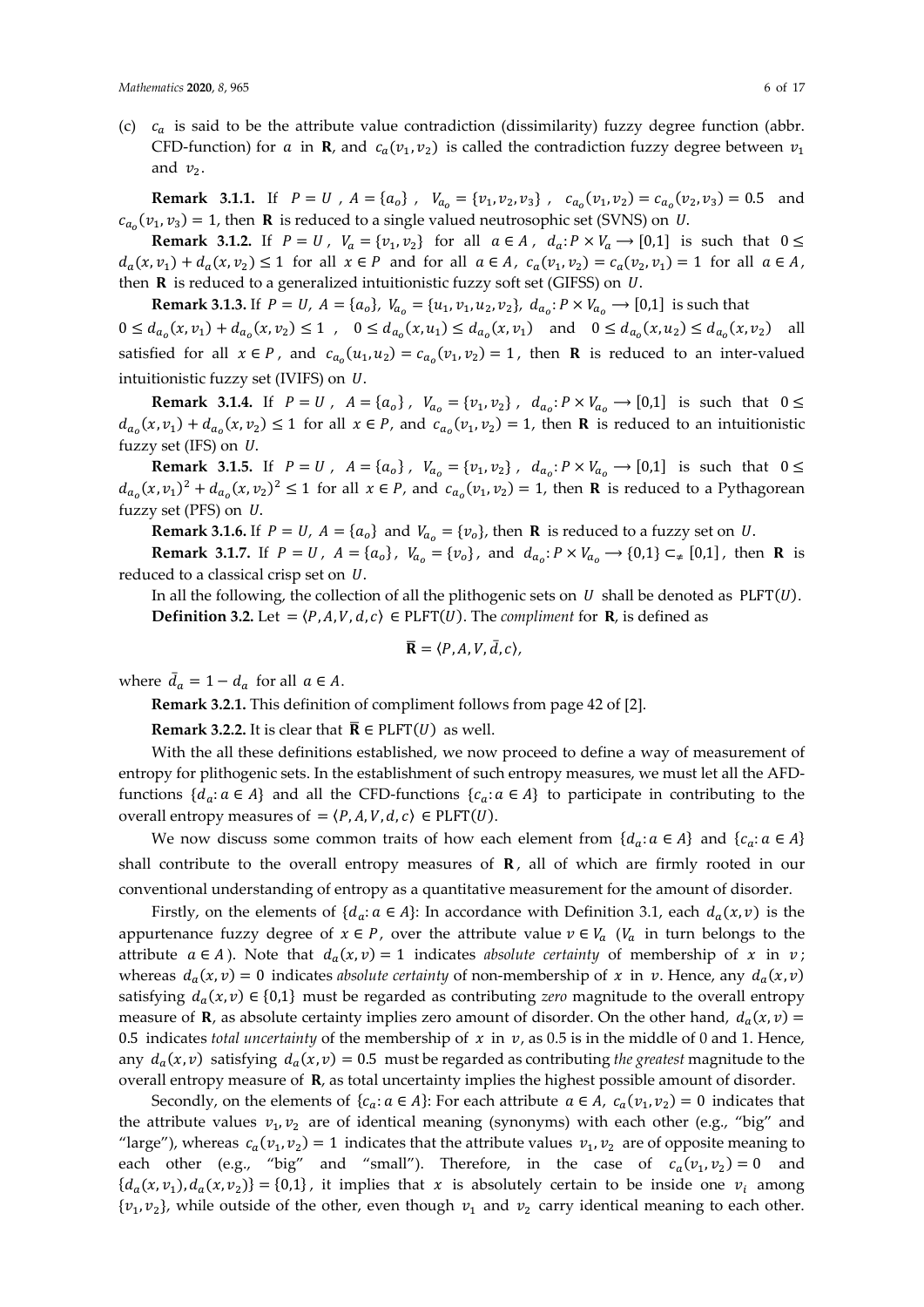(c) $c_a$ is said to be the attribute value contradiction (dissimilarity) fuzzy degree function (abbr. CFD-function) for $a$ in **R**, and $c_a(v_1, v_2)$ is called the contradiction fuzzy degree between $v_1$ and $v_2$.

**Remark 3.1.1.** If $P = U$, $A = \{a_o\}$, $V_{a_o} = \{v_1, v_2, v_3\}$, $c_{a_o}(v_1, v_2) = c_{a_o}(v_2, v_3) = 0.5$ and $c_{a_o}(v_1, v_3) = 1$, then **R** is reduced to a single valued neutrosophic set (SVNS) on $U$.

**Remark 3.1.2.** If $P = U$, $V_a = \{v_1, v_2\}$ for all $a \in A$, $d_a: P \times V_a \longrightarrow [0,1]$ is such that $0 \leq d_a(x, v_1) + d_a(x, v_2) \leq 1$ for all $x \in P$ and for all $a \in A$, $c_a(v_1, v_2) = c_a(v_2, v_1) = 1$ for all $a \in A$, then **R** is reduced to a generalized intuitionistic fuzzy soft set (GIFSS) on $U$.

**Remark 3.1.3.** If $P = U$, $A = \{a_o\}$, $V_{a_o} = \{u_1, v_1, u_2, v_2\}$, $d_{a_o}: P \times V_{a_o} \longrightarrow [0,1]$ is such that $0 \leq d_{a_o}(x, v_1) + d_{a_o}(x, v_2) \leq 1$, $0 \leq d_{a_o}(x, u_1) \leq d_{a_o}(x, v_1)$ and $0 \leq d_{a_o}(x, u_2) \leq d_{a_o}(x, v_2)$ all satisfied for all $x \in P$, and $c_{a_o}(u_1, u_2) = c_{a_o}(v_1, v_2) = 1$, then **R** is reduced to an inter-valued intuitionistic fuzzy set (IVIFS) on $U$.

**Remark 3.1.4.** If $P = U$, $A = \{a_o\}$, $V_{a_o} = \{v_1, v_2\}$, $d_{a_o}: P \times V_{a_o} \longrightarrow [0,1]$ is such that $0 \leq d_{a_o}(x, v_1) + d_{a_o}(x, v_2) \leq 1$ for all $x \in P$, and $c_{a_o}(v_1, v_2) = 1$, then **R** is reduced to an intuitionistic fuzzy set (IFS) on $U$.

**Remark 3.1.5.** If $P = U$, $A = \{a_o\}$, $V_{a_o} = \{v_1, v_2\}$, $d_{a_o}: P \times V_{a_o} \longrightarrow [0,1]$ is such that $0 \leq d_{a_o}(x, v_1)^2 + d_{a_o}(x, v_2)^2 \leq 1$ for all $x \in P$, and $c_{a_o}(v_1, v_2) = 1$, then **R** is reduced to a Pythagorean fuzzy set (PFS) on $U$.

**Remark 3.1.6.** If $P = U$, $A = \{a_o\}$ and $V_{a_o} = \{v_o\}$, then **R** is reduced to a fuzzy set on $U$.

**Remark 3.1.7.** If $P = U$, $A = \{a_o\}$, $V_{a_o} = \{v_o\}$, and $d_{a_o}: P \times V_{a_o} \longrightarrow \{0,1\} \subset_{\neq} [0,1]$, then **R** is reduced to a classical crisp set on $U$.

In all the following, the collection of all the plithogenic sets on $U$ shall be denoted as $\mathrm{PLFT}(U)$.

**Definition 3.2.** Let $= \langle P, A, V, d, c \rangle \in \mathrm{PLFT}(U)$. The *compliment* for **R**, is defined as

$$\bar{\mathbf{R}} = \langle P, A, V, \bar{d}, c \rangle,$$

where $\bar{d}_a = 1 - d_a$ for all $a \in A$.

**Remark 3.2.1.** This definition of compliment follows from page 42 of [2].

**Remark 3.2.2.** It is clear that $\bar{\mathbf{R}} \in \mathrm{PLFT}(U)$ as well.

With the all these definitions established, we now proceed to define a way of measurement of entropy for plithogenic sets. In the establishment of such entropy measures, we must let all the AFD-functions $\{d_a: a \in A\}$ and all the CFD-functions $\{c_a: a \in A\}$ to participate in contributing to the overall entropy measures of $= \langle P, A, V, d, c \rangle \in \mathrm{PLFT}(U)$.

We now discuss some common traits of how each element from $\{d_a: a \in A\}$ and $\{c_a: a \in A\}$ shall contribute to the overall entropy measures of **R**, all of which are firmly rooted in our conventional understanding of entropy as a quantitative measurement for the amount of disorder.

Firstly, on the elements of $\{d_a: a \in A\}$: In accordance with Definition 3.1, each $d_a(x, v)$ is the appurtenance fuzzy degree of $x \in P$, over the attribute value $v \in V_a$ ($V_a$ in turn belongs to the attribute $a \in A$). Note that $d_a(x, v) = 1$ indicates *absolute certainty* of membership of $x$ in $v$; whereas $d_a(x, v) = 0$ indicates *absolute certainty* of non-membership of $x$ in $v$. Hence, any $d_a(x, v)$ satisfying $d_a(x, v) \in \{0,1\}$ must be regarded as contributing *zero* magnitude to the overall entropy measure of **R**, as absolute certainty implies zero amount of disorder. On the other hand, $d_a(x, v) = 0.5$ indicates *total uncertainty* of the membership of $x$ in $v$, as 0.5 is in the middle of 0 and 1. Hence, any $d_a(x, v)$ satisfying $d_a(x, v) = 0.5$ must be regarded as contributing *the greatest* magnitude to the overall entropy measure of **R**, as total uncertainty implies the highest possible amount of disorder.

Secondly, on the elements of $\{c_a: a \in A\}$: For each attribute $a \in A$, $c_a(v_1, v_2) = 0$ indicates that the attribute values $v_1, v_2$ are of identical meaning (synonyms) with each other (e.g., "big" and "large"), whereas $c_a(v_1, v_2) = 1$ indicates that the attribute values $v_1, v_2$ are of opposite meaning to each other (e.g., "big" and "small"). Therefore, in the case of $c_a(v_1, v_2) = 0$ and $\{d_a(x, v_1), d_a(x, v_2)\} = \{0,1\}$, it implies that $x$ is absolutely certain to be inside one $v_i$ among $\{v_1, v_2\}$, while outside of the other, even though $v_1$ and $v_2$ carry identical meaning to each other.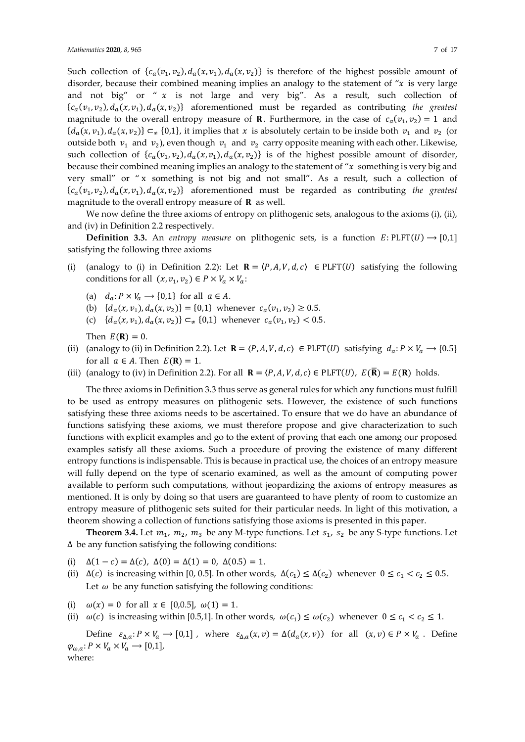Such collection of $\{c_a(v_1, v_2), d_a(x, v_1), d_a(x, v_2)\}$ is therefore of the highest possible amount of disorder, because their combined meaning implies an analogy to the statement of "$x$ is very large and not big" or "$x$ is not large and very big". As a result, such collection of $\{c_a(v_1, v_2), d_a(x, v_1), d_a(x, v_2)\}$ aforementioned must be regarded as contributing *the greatest* magnitude to the overall entropy measure of $\mathbf{R}$. Furthermore, in the case of $c_a(v_1, v_2) = 1$ and $\{d_a(x, v_1), d_a(x, v_2)\} \subset_{\neq} \{0,1\}$, it implies that $x$ is absolutely certain to be inside both $v_1$ and $v_2$ (or outside both $v_1$ and $v_2$), even though $v_1$ and $v_2$ carry opposite meaning with each other. Likewise, such collection of $\{c_a(v_1, v_2), d_a(x, v_1), d_a(x, v_2)\}$ is of the highest possible amount of disorder, because their combined meaning implies an analogy to the statement of "$x$ something is very big and very small" or "x something is not big and not small". As a result, such a collection of $\{c_a(v_1, v_2), d_a(x, v_1), d_a(x, v_2)\}$ aforementioned must be regarded as contributing *the greatest* magnitude to the overall entropy measure of $\mathbf{R}$ as well.

We now define the three axioms of entropy on plithogenic sets, analogous to the axioms (i), (ii), and (iv) in Definition 2.2 respectively.

**Definition 3.3.** An *entropy measure* on plithogenic sets, is a function $E\colon \mathrm{PLFT}(U) \longrightarrow [0,1]$ satisfying the following three axioms

(i) (analogy to (i) in Definition 2.2): Let $\mathbf{R} = \langle P, A, V, d, c \rangle \in \mathrm{PLFT}(U)$ satisfying the following conditions for all $(x, v_1, v_2) \in P \times V_a \times V_a$:

   (a) $d_a\colon P \times V_a \longrightarrow \{0,1\}$ for all $a \in A$.
   
   (b) $\{d_a(x, v_1), d_a(x, v_2)\} = \{0,1\}$ whenever $c_a(v_1, v_2) \geq 0.5$.
   
   (c) $\{d_a(x, v_1), d_a(x, v_2)\} \subset_{\neq} \{0,1\}$ whenever $c_a(v_1, v_2) < 0.5$.

   Then $E(\mathbf{R}) = 0$.

(ii) (analogy to (ii) in Definition 2.2). Let $\mathbf{R} = \langle P, A, V, d, c \rangle \in \mathrm{PLFT}(U)$ satisfying $d_a\colon P \times V_a \longrightarrow \{0.5\}$ for all $a \in A$. Then $E(\mathbf{R}) = 1$.

(iii) (analogy to (iv) in Definition 2.2). For all $\mathbf{R} = \langle P, A, V, d, c \rangle \in \mathrm{PLFT}(U)$, $E(\overline{\mathbf{R}}) = E(\mathbf{R})$ holds.

The three axioms in Definition 3.3 thus serve as general rules for which any functions must fulfill to be used as entropy measures on plithogenic sets. However, the existence of such functions satisfying these three axioms needs to be ascertained. To ensure that we do have an abundance of functions satisfying these axioms, we must therefore propose and give characterization to such functions with explicit examples and go to the extent of proving that each one among our proposed examples satisfy all these axioms. Such a procedure of proving the existence of many different entropy functions is indispensable. This is because in practical use, the choices of an entropy measure will fully depend on the type of scenario examined, as well as the amount of computing power available to perform such computations, without jeopardizing the axioms of entropy measures as mentioned. It is only by doing so that users are guaranteed to have plenty of room to customize an entropy measure of plithogenic sets suited for their particular needs. In light of this motivation, a theorem showing a collection of functions satisfying those axioms is presented in this paper.

**Theorem 3.4.** Let $m_1$, $m_2$, $m_3$ be any M-type functions. Let $s_1$, $s_2$ be any S-type functions. Let $\Delta$ be any function satisfying the following conditions:

(i) $\Delta(1 - c) = \Delta(c)$, $\Delta(0) = \Delta(1) = 0$, $\Delta(0.5) = 1$.

(ii) $\Delta(c)$ is increasing within [0, 0.5]. In other words, $\Delta(c_1) \leq \Delta(c_2)$ whenever $0 \leq c_1 < c_2 \leq 0.5$.

Let $\omega$ be any function satisfying the following conditions:

(i) $\omega(x) = 0$ for all $x \in [0,0.5]$, $\omega(1) = 1$.

(ii) $\omega(c)$ is increasing within [0.5,1]. In other words, $\omega(c_1) \leq \omega(c_2)$ whenever $0 \leq c_1 < c_2 \leq 1$.

Define $\varepsilon_{\Delta,a}\colon P \times V_a \longrightarrow [0,1]$, where $\varepsilon_{\Delta,a}(x, v) = \Delta(d_a(x, v))$ for all $(x, v) \in P \times V_a$. Define $\varphi_{\omega,a}\colon P \times V_a \times V_a \longrightarrow [0,1]$, where: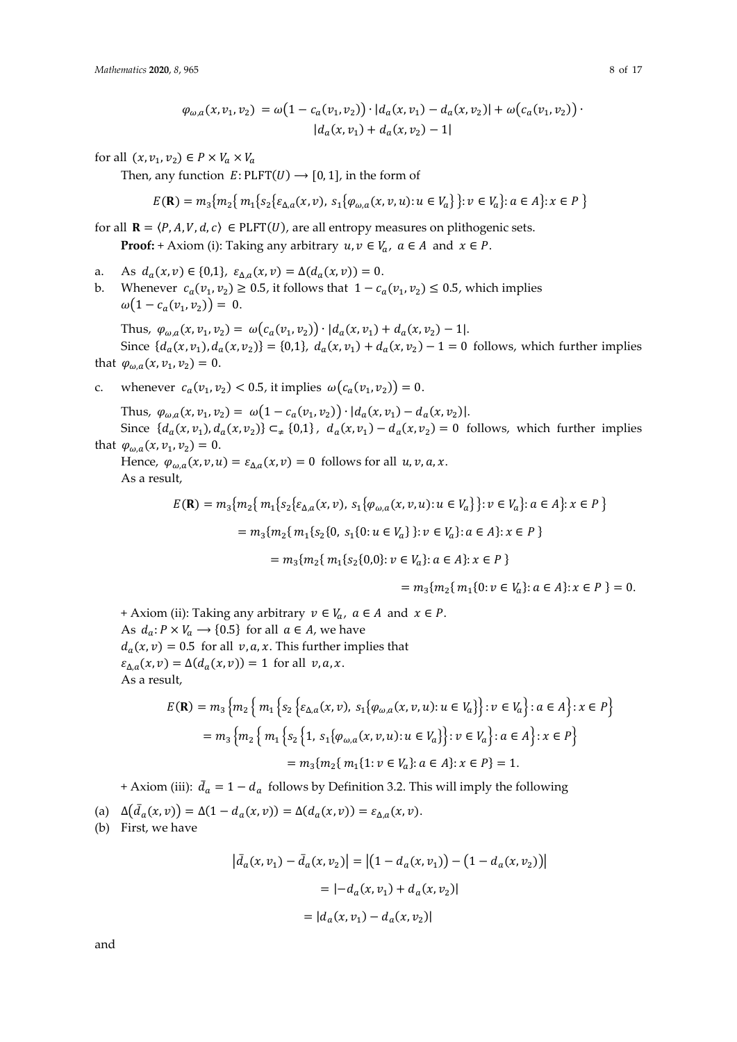$$\varphi_{\omega,a}(x, v_1, v_2) = \omega\big(1 - c_a(v_1, v_2)\big) \cdot |d_a(x, v_1) - d_a(x, v_2)| + \omega\big(c_a(v_1, v_2)\big) \cdot |d_a(x, v_1) + d_a(x, v_2) - 1|$$

for all $(x, v_1, v_2) \in P \times V_a \times V_a$

Then, any function $E: \mathrm{PLFT}(U) \longrightarrow [0, 1]$, in the form of

$$E(\mathbf{R}) = m_3\{m_2\{\, m_1\{s_2\{\varepsilon_{\Delta,a}(x, v),\ s_1\{\varphi_{\omega,a}(x, v, u): u \in V_a\}\}: v \in V_a\}: a \in A\}: x \in P\,\}$$

for all $\mathbf{R} = \langle P, A, V, d, c\rangle \in \mathrm{PLFT}(U)$, are all entropy measures on plithogenic sets.

**Proof:** + Axiom (i): Taking any arbitrary $u, v \in V_a$, $a \in A$ and $x \in P$.

a. As $d_a(x, v) \in \{0,1\}$, $\varepsilon_{\Delta,a}(x, v) = \Delta(d_a(x, v)) = 0$.

b. Whenever $c_a(v_1, v_2) \geq 0.5$, it follows that $1 - c_a(v_1, v_2) \leq 0.5$, which implies $\omega\big(1 - c_a(v_1, v_2)\big) = 0$.

Thus, $\varphi_{\omega,a}(x, v_1, v_2) = \omega\big(c_a(v_1, v_2)\big) \cdot |d_a(x, v_1) + d_a(x, v_2) - 1|$.

Since $\{d_a(x, v_1), d_a(x, v_2)\} = \{0,1\}$, $d_a(x, v_1) + d_a(x, v_2) - 1 = 0$ follows, which further implies that $\varphi_{\omega,a}(x, v_1, v_2) = 0$.

c. whenever $c_a(v_1, v_2) < 0.5$, it implies $\omega\big(c_a(v_1, v_2)\big) = 0$.

Thus, $\varphi_{\omega,a}(x, v_1, v_2) = \omega\big(1 - c_a(v_1, v_2)\big) \cdot |d_a(x, v_1) - d_a(x, v_2)|$.

Since $\{d_a(x, v_1), d_a(x, v_2)\} \subset_{\neq} \{0,1\}$, $d_a(x, v_1) - d_a(x, v_2) = 0$ follows, which further implies that $\varphi_{\omega,a}(x, v_1, v_2) = 0$.

Hence, $\varphi_{\omega,a}(x, v, u) = \varepsilon_{\Delta,a}(x, v) = 0$ follows for all $u, v, a, x$.

As a result,

$$\begin{aligned}
E(\mathbf{R}) &= m_3\{m_2\{\, m_1\{s_2\{\varepsilon_{\Delta,a}(x, v),\ s_1\{\varphi_{\omega,a}(x, v, u): u \in V_a\}\}: v \in V_a\}: a \in A\}: x \in P\,\} \\
&= m_3\{m_2\{\, m_1\{s_2\{0,\ s_1\{0: u \in V_a\}\}: v \in V_a\}: a \in A\}: x \in P\,\} \\
&= m_3\{m_2\{\, m_1\{s_2\{0,0\}: v \in V_a\}: a \in A\}: x \in P\,\} \\
&= m_3\{m_2\{\, m_1\{0: v \in V_a\}: a \in A\}: x \in P\,\} = 0.
\end{aligned}$$

+ Axiom (ii): Taking any arbitrary $v \in V_a$, $a \in A$ and $x \in P$.

As $d_a: P \times V_a \longrightarrow \{0.5\}$ for all $a \in A$, we have

$d_a(x, v) = 0.5$ for all $v, a, x$. This further implies that

$\varepsilon_{\Delta,a}(x, v) = \Delta(d_a(x, v)) = 1$ for all $v, a, x$.

As a result,

$$\begin{aligned}
E(\mathbf{R}) &= m_3\left\{m_2\left\{\, m_1\left\{s_2\left\{\varepsilon_{\Delta,a}(x, v),\ s_1\{\varphi_{\omega,a}(x, v, u): u \in V_a\}\right\}: v \in V_a\right\}: a \in A\right\}: x \in P\right\} \\
&= m_3\left\{m_2\left\{\, m_1\left\{s_2\left\{1,\ s_1\{\varphi_{\omega,a}(x, v, u): u \in V_a\}\right\}: v \in V_a\right\}: a \in A\right\}: x \in P\right\} \\
&= m_3\{m_2\{\, m_1\{1: v \in V_a\}: a \in A\}: x \in P\} = 1.
\end{aligned}$$

+ Axiom (iii): $\bar{d}_a = 1 - d_a$ follows by Definition 3.2. This will imply the following

(a) $\Delta\big(\bar{d}_a(x, v)\big) = \Delta(1 - d_a(x, v)) = \Delta(d_a(x, v)) = \varepsilon_{\Delta,a}(x, v)$.

(b) First, we have

$$\begin{aligned}
\left|\bar{d}_a(x, v_1) - \bar{d}_a(x, v_2)\right| &= \left|\big(1 - d_a(x, v_1)\big) - \big(1 - d_a(x, v_2)\big)\right| \\
&= |-d_a(x, v_1) + d_a(x, v_2)| \\
&= |d_a(x, v_1) - d_a(x, v_2)|
\end{aligned}$$

and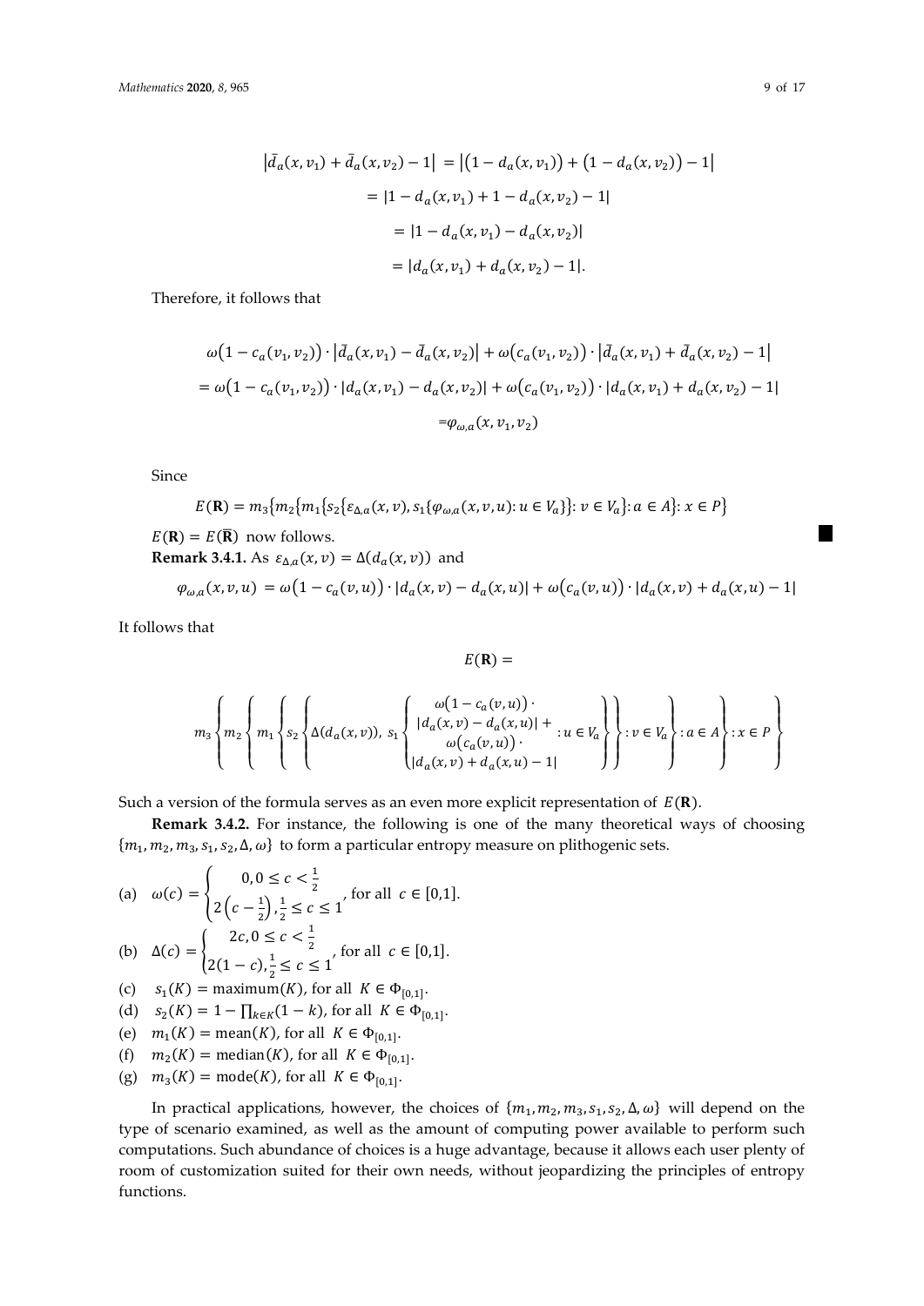$$
\begin{aligned}
\left|\bar{d}_a(x,v_1)+\bar{d}_a(x,v_2)-1\right| &= \left|\left(1-d_a(x,v_1)\right)+\left(1-d_a(x,v_2)\right)-1\right| \\
&= \left|1-d_a(x,v_1)+1-d_a(x,v_2)-1\right| \\
&= \left|1-d_a(x,v_1)-d_a(x,v_2)\right| \\
&= \left|d_a(x,v_1)+d_a(x,v_2)-1\right|.
\end{aligned}
$$

Therefore, it follows that

$$
\begin{aligned}
&\omega\left(1-c_a(v_1,v_2)\right)\cdot\left|\bar{d}_a(x,v_1)-\bar{d}_a(x,v_2)\right|+\omega\left(c_a(v_1,v_2)\right)\cdot\left|\bar{d}_a(x,v_1)+\bar{d}_a(x,v_2)-1\right| \\
&=\omega\left(1-c_a(v_1,v_2)\right)\cdot\left|d_a(x,v_1)-d_a(x,v_2)\right|+\omega\left(c_a(v_1,v_2)\right)\cdot\left|d_a(x,v_1)+d_a(x,v_2)-1\right| \\
&=\varphi_{\omega,a}(x,v_1,v_2)
\end{aligned}
$$

Since

$$
E(\mathbf{R})=m_3\left\{m_2\left\{m_1\left\{s_2\left\{\varepsilon_{\Delta,a}(x,v),s_1\{\varphi_{\omega,a}(x,v,u):u\in V_a\}\right\}:v\in V_a\right\}:a\in A\right\}:x\in P\right\}
$$

$E(\mathbf{R})=E(\overline{\mathbf{R}})$ now follows. ■

**Remark 3.4.1.** As $\varepsilon_{\Delta,a}(x,v)=\Delta(d_a(x,v))$ and

$$
\varphi_{\omega,a}(x,v,u)=\omega\left(1-c_a(v,u)\right)\cdot\left|d_a(x,v)-d_a(x,u)\right|+\omega\left(c_a(v,u)\right)\cdot\left|d_a(x,v)+d_a(x,u)-1\right|
$$

It follows that

$$
E(\mathbf{R})=
$$

$$
m_3\left\{m_2\left\{m_1\left\{s_2\left\{\Delta(d_a(x,v)),\ s_1\left\{\begin{matrix}\omega\left(1-c_a(v,u)\right)\cdot\\ \left|d_a(x,v)-d_a(x,u)\right|+\\ \omega\left(c_a(v,u)\right)\cdot\\ \left|d_a(x,v)+d_a(x,u)-1\right|\end{matrix}:u\in V_a\right\}\right\}:v\in V_a\right\}:a\in A\right\}:x\in P\right\}
$$

Such a version of the formula serves as an even more explicit representation of $E(\mathbf{R})$.

**Remark 3.4.2.** For instance, the following is one of the many theoretical ways of choosing $\{m_1,m_2,m_3,s_1,s_2,\Delta,\omega\}$ to form a particular entropy measure on plithogenic sets.

(a) $\omega(c)=\begin{cases}0, 0\le c<\frac{1}{2}\\ 2\left(c-\frac{1}{2}\right), \frac{1}{2}\le c\le 1\end{cases}$, for all $c\in[0,1]$.

(b) $\Delta(c)=\begin{cases}2c, 0\le c<\frac{1}{2}\\ 2(1-c), \frac{1}{2}\le c\le 1\end{cases}$, for all $c\in[0,1]$.

(c) $s_1(K)=\text{maximum}(K)$, for all $K\in\Phi_{[0,1]}$.

(d) $s_2(K)=1-\prod_{k\in K}(1-k)$, for all $K\in\Phi_{[0,1]}$.

(e) $m_1(K)=\text{mean}(K)$, for all $K\in\Phi_{[0,1]}$.

(f) $m_2(K)=\text{median}(K)$, for all $K\in\Phi_{[0,1]}$.

(g) $m_3(K)=\text{mode}(K)$, for all $K\in\Phi_{[0,1]}$.

In practical applications, however, the choices of $\{m_1,m_2,m_3,s_1,s_2,\Delta,\omega\}$ will depend on the type of scenario examined, as well as the amount of computing power available to perform such computations. Such abundance of choices is a huge advantage, because it allows each user plenty of room of customization suited for their own needs, without jeopardizing the principles of entropy functions.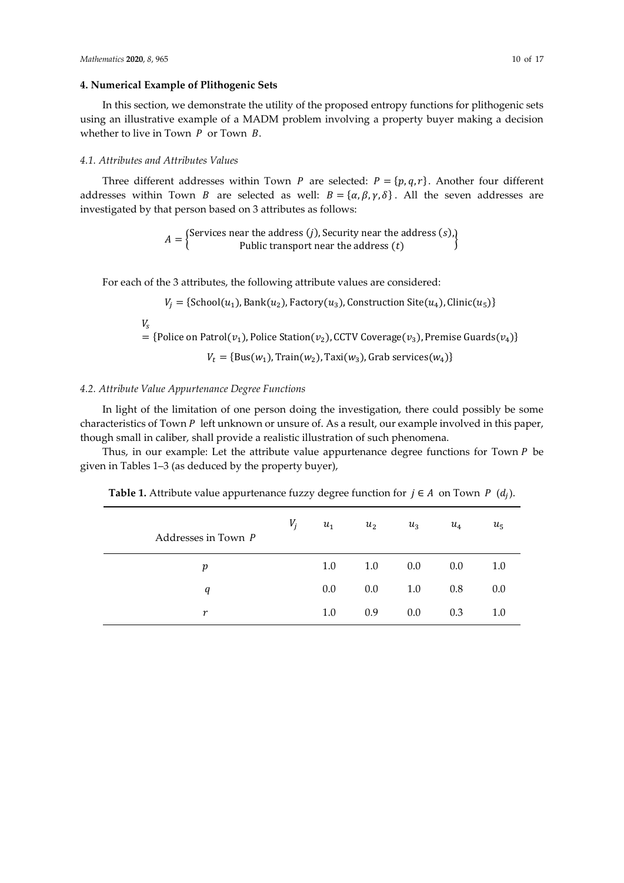## 4. Numerical Example of Plithogenic Sets

In this section, we demonstrate the utility of the proposed entropy functions for plithogenic sets using an illustrative example of a MADM problem involving a property buyer making a decision whether to live in Town $P$ or Town $B$.

### 4.1. Attributes and Attributes Values

Three different addresses within Town $P$ are selected: $P = \{p, q, r\}$. Another four different addresses within Town $B$ are selected as well: $B = \{\alpha, \beta, \gamma, \delta\}$. All the seven addresses are investigated by that person based on 3 attributes as follows:

$$A = \left\{ \begin{array}{c} \text{Services near the address } (j), \text{Security near the address } (s), \\ \text{Public transport near the address } (t) \end{array} \right\}$$

For each of the 3 attributes, the following attribute values are considered:

$$V_j = \{\text{School}(u_1), \text{Bank}(u_2), \text{Factory}(u_3), \text{Construction Site}(u_4), \text{Clinic}(u_5)\}$$

$$V_s = \{\text{Police on Patrol}(v_1), \text{Police Station}(v_2), \text{CCTV Coverage}(v_3), \text{Premise Guards}(v_4)\}$$

$$V_t = \{\text{Bus}(w_1), \text{Train}(w_2), \text{Taxi}(w_3), \text{Grab services}(w_4)\}$$

### 4.2. Attribute Value Appurtenance Degree Functions

In light of the limitation of one person doing the investigation, there could possibly be some characteristics of Town $P$ left unknown or unsure of. As a result, our example involved in this paper, though small in caliber, shall provide a realistic illustration of such phenomena.

Thus, in our example: Let the attribute value appurtenance degree functions for Town $P$ be given in Tables 1–3 (as deduced by the property buyer),

**Table 1.** Attribute value appurtenance fuzzy degree function for $j \in A$ on Town $P$ $(d_j)$.

| Addresses in Town $P$ \ $V_j$ | $u_1$ | $u_2$ | $u_3$ | $u_4$ | $u_5$ |
|---|---|---|---|---|---|
| $p$ | 1.0 | 1.0 | 0.0 | 0.0 | 1.0 |
| $q$ | 0.0 | 0.0 | 1.0 | 0.8 | 0.0 |
| $r$ | 1.0 | 0.9 | 0.0 | 0.3 | 1.0 |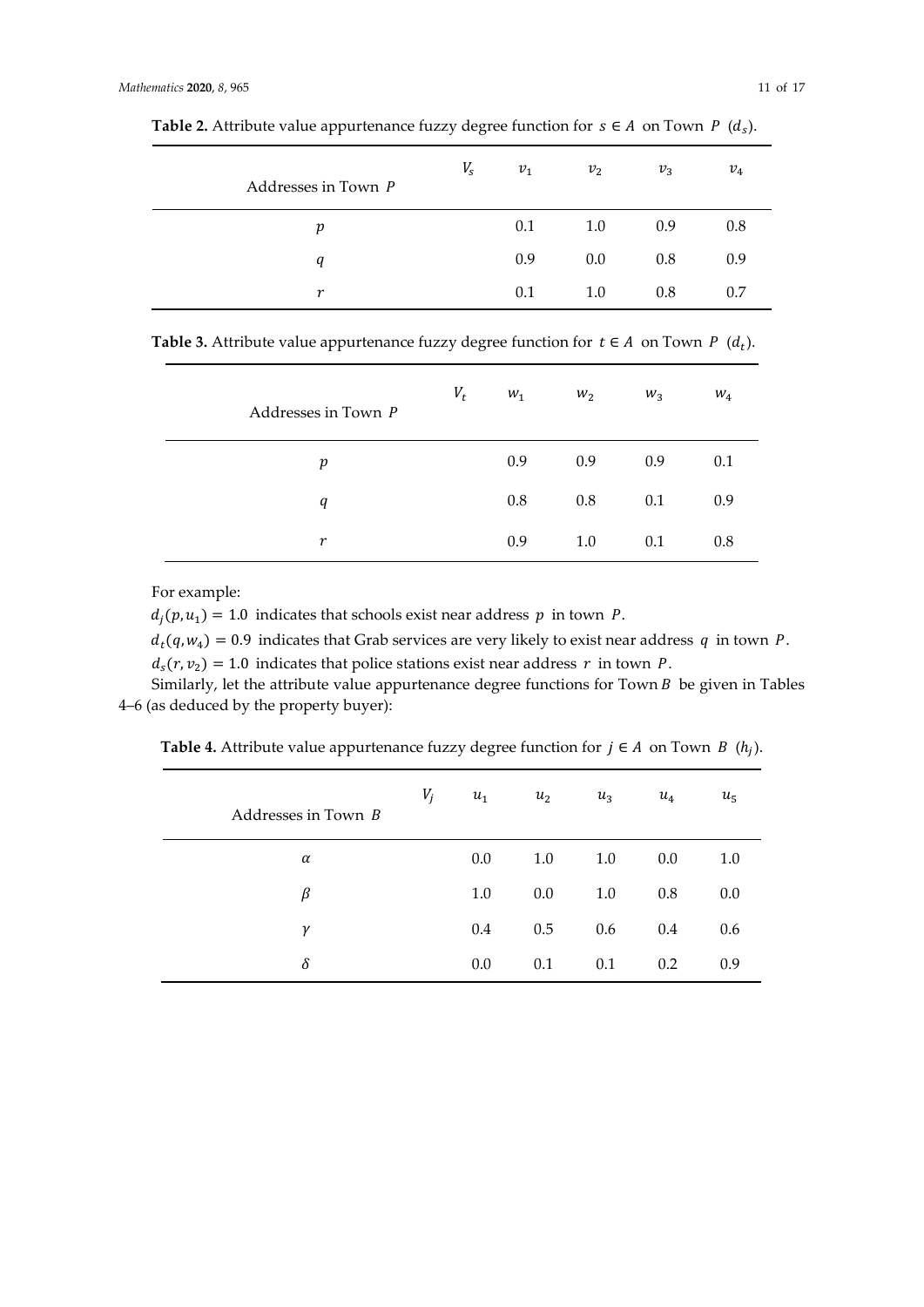**Table 2.** Attribute value appurtenance fuzzy degree function for $s \in A$ on Town $P$ ($d_s$).

| Addresses in Town $P$ $\quad V_s$ | $v_1$ | $v_2$ | $v_3$ | $v_4$ |
|---|---|---|---|---|
| $p$ | 0.1 | 1.0 | 0.9 | 0.8 |
| $q$ | 0.9 | 0.0 | 0.8 | 0.9 |
| $r$ | 0.1 | 1.0 | 0.8 | 0.7 |

**Table 3.** Attribute value appurtenance fuzzy degree function for $t \in A$ on Town $P$ ($d_t$).

| Addresses in Town $P$ $\quad V_t$ | $w_1$ | $w_2$ | $w_3$ | $w_4$ |
|---|---|---|---|---|
| $p$ | 0.9 | 0.9 | 0.9 | 0.1 |
| $q$ | 0.8 | 0.8 | 0.1 | 0.9 |
| $r$ | 0.9 | 1.0 | 0.1 | 0.8 |

For example:

$d_j(p, u_1) = 1.0$ indicates that schools exist near address $p$ in town $P$.

$d_t(q, w_4) = 0.9$ indicates that Grab services are very likely to exist near address $q$ in town $P$.

$d_s(r, v_2) = 1.0$ indicates that police stations exist near address $r$ in town $P$.

Similarly, let the attribute value appurtenance degree functions for Town $B$ be given in Tables 4–6 (as deduced by the property buyer):

**Table 4.** Attribute value appurtenance fuzzy degree function for $j \in A$ on Town $B$ ($h_j$).

| Addresses in Town $B$ $\quad V_j$ | $u_1$ | $u_2$ | $u_3$ | $u_4$ | $u_5$ |
|---|---|---|---|---|---|
| $\alpha$ | 0.0 | 1.0 | 1.0 | 0.0 | 1.0 |
| $\beta$ | 1.0 | 0.0 | 1.0 | 0.8 | 0.0 |
| $\gamma$ | 0.4 | 0.5 | 0.6 | 0.4 | 0.6 |
| $\delta$ | 0.0 | 0.1 | 0.1 | 0.2 | 0.9 |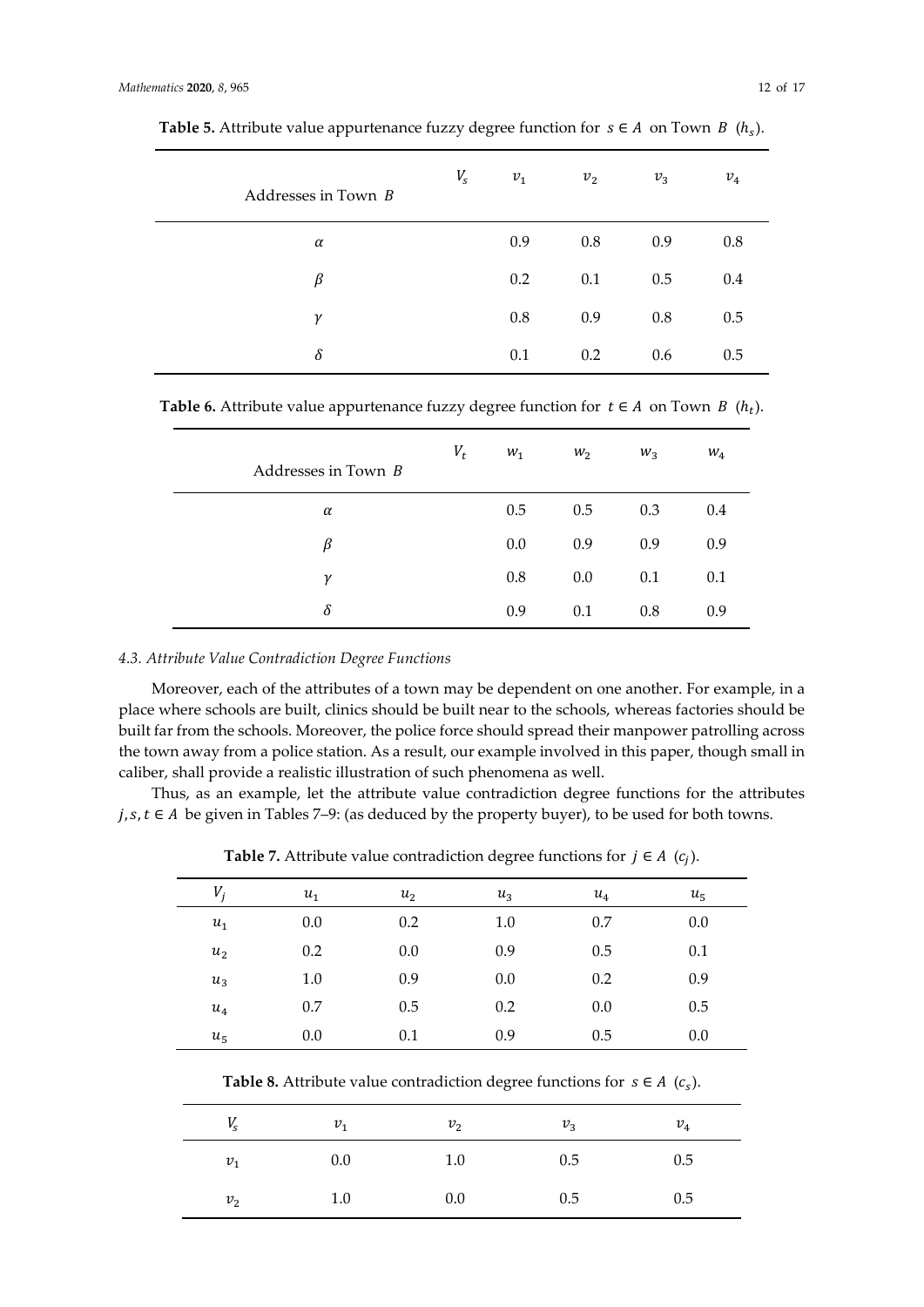**Table 5.** Attribute value appurtenance fuzzy degree function for $s \in A$ on Town $B$ $(h_s)$.

| Addresses in Town $B$ \ $V_s$ | $v_1$ | $v_2$ | $v_3$ | $v_4$ |
|---|---|---|---|---|
| $\alpha$ | 0.9 | 0.8 | 0.9 | 0.8 |
| $\beta$ | 0.2 | 0.1 | 0.5 | 0.4 |
| $\gamma$ | 0.8 | 0.9 | 0.8 | 0.5 |
| $\delta$ | 0.1 | 0.2 | 0.6 | 0.5 |

**Table 6.** Attribute value appurtenance fuzzy degree function for $t \in A$ on Town $B$ $(h_t)$.

| Addresses in Town $B$ \ $V_t$ | $w_1$ | $w_2$ | $w_3$ | $w_4$ |
|---|---|---|---|---|
| $\alpha$ | 0.5 | 0.5 | 0.3 | 0.4 |
| $\beta$ | 0.0 | 0.9 | 0.9 | 0.9 |
| $\gamma$ | 0.8 | 0.0 | 0.1 | 0.1 |
| $\delta$ | 0.9 | 0.1 | 0.8 | 0.9 |

*4.3. Attribute Value Contradiction Degree Functions*

Moreover, each of the attributes of a town may be dependent on one another. For example, in a place where schools are built, clinics should be built near to the schools, whereas factories should be built far from the schools. Moreover, the police force should spread their manpower patrolling across the town away from a police station. As a result, our example involved in this paper, though small in caliber, shall provide a realistic illustration of such phenomena as well.

Thus, as an example, let the attribute value contradiction degree functions for the attributes $j, s, t \in A$ be given in Tables 7–9: (as deduced by the property buyer), to be used for both towns.

**Table 7.** Attribute value contradiction degree functions for $j \in A$ $(c_j)$.

| $V_j$ | $u_1$ | $u_2$ | $u_3$ | $u_4$ | $u_5$ |
|---|---|---|---|---|---|
| $u_1$ | 0.0 | 0.2 | 1.0 | 0.7 | 0.0 |
| $u_2$ | 0.2 | 0.0 | 0.9 | 0.5 | 0.1 |
| $u_3$ | 1.0 | 0.9 | 0.0 | 0.2 | 0.9 |
| $u_4$ | 0.7 | 0.5 | 0.2 | 0.0 | 0.5 |
| $u_5$ | 0.0 | 0.1 | 0.9 | 0.5 | 0.0 |

**Table 8.** Attribute value contradiction degree functions for $s \in A$ $(c_s)$.

| $V_s$ | $v_1$ | $v_2$ | $v_3$ | $v_4$ |
|---|---|---|---|---|
| $v_1$ | 0.0 | 1.0 | 0.5 | 0.5 |
| $v_2$ | 1.0 | 0.0 | 0.5 | 0.5 |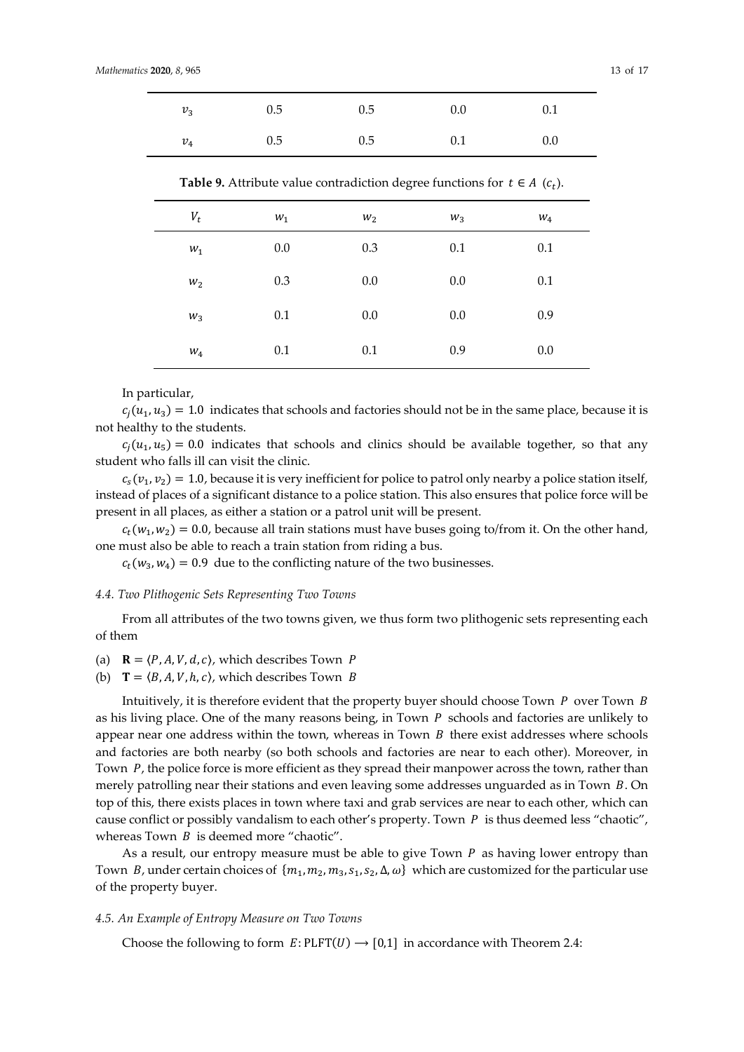| | | | | |
|---|---|---|---|---|
| $v_3$ | 0.5 | 0.5 | 0.0 | 0.1 |
| $v_4$ | 0.5 | 0.5 | 0.1 | 0.0 |

**Table 9.** Attribute value contradiction degree functions for $t \in A$ $(c_t)$.

| $V_t$ | $w_1$ | $w_2$ | $w_3$ | $w_4$ |
|---|---|---|---|---|
| $w_1$ | 0.0 | 0.3 | 0.1 | 0.1 |
| $w_2$ | 0.3 | 0.0 | 0.0 | 0.1 |
| $w_3$ | 0.1 | 0.0 | 0.0 | 0.9 |
| $w_4$ | 0.1 | 0.1 | 0.9 | 0.0 |

In particular,

$c_j(u_1, u_3) = 1.0$ indicates that schools and factories should not be in the same place, because it is not healthy to the students.

$c_j(u_1, u_5) = 0.0$ indicates that schools and clinics should be available together, so that any student who falls ill can visit the clinic.

$c_s(v_1, v_2) = 1.0$, because it is very inefficient for police to patrol only nearby a police station itself, instead of places of a significant distance to a police station. This also ensures that police force will be present in all places, as either a station or a patrol unit will be present.

$c_t(w_1, w_2) = 0.0$, because all train stations must have buses going to/from it. On the other hand, one must also be able to reach a train station from riding a bus.

$c_t(w_3, w_4) = 0.9$ due to the conflicting nature of the two businesses.

### *4.4. Two Plithogenic Sets Representing Two Towns*

From all attributes of the two towns given, we thus form two plithogenic sets representing each of them

(a) $\mathbf{R} = \langle P, A, V, d, c \rangle$, which describes Town $P$

(b) $\mathbf{T} = \langle B, A, V, h, c \rangle$, which describes Town $B$

Intuitively, it is therefore evident that the property buyer should choose Town $P$ over Town $B$ as his living place. One of the many reasons being, in Town $P$ schools and factories are unlikely to appear near one address within the town, whereas in Town $B$ there exist addresses where schools and factories are both nearby (so both schools and factories are near to each other). Moreover, in Town $P$, the police force is more efficient as they spread their manpower across the town, rather than merely patrolling near their stations and even leaving some addresses unguarded as in Town $B$. On top of this, there exists places in town where taxi and grab services are near to each other, which can cause conflict or possibly vandalism to each other's property. Town $P$ is thus deemed less "chaotic", whereas Town $B$ is deemed more "chaotic".

As a result, our entropy measure must be able to give Town $P$ as having lower entropy than Town $B$, under certain choices of $\{m_1, m_2, m_3, s_1, s_2, \Delta, \omega\}$ which are customized for the particular use of the property buyer.

### *4.5. An Example of Entropy Measure on Two Towns*

Choose the following to form $E\colon \mathrm{PLFT}(U) \longrightarrow [0,1]$ in accordance with Theorem 2.4: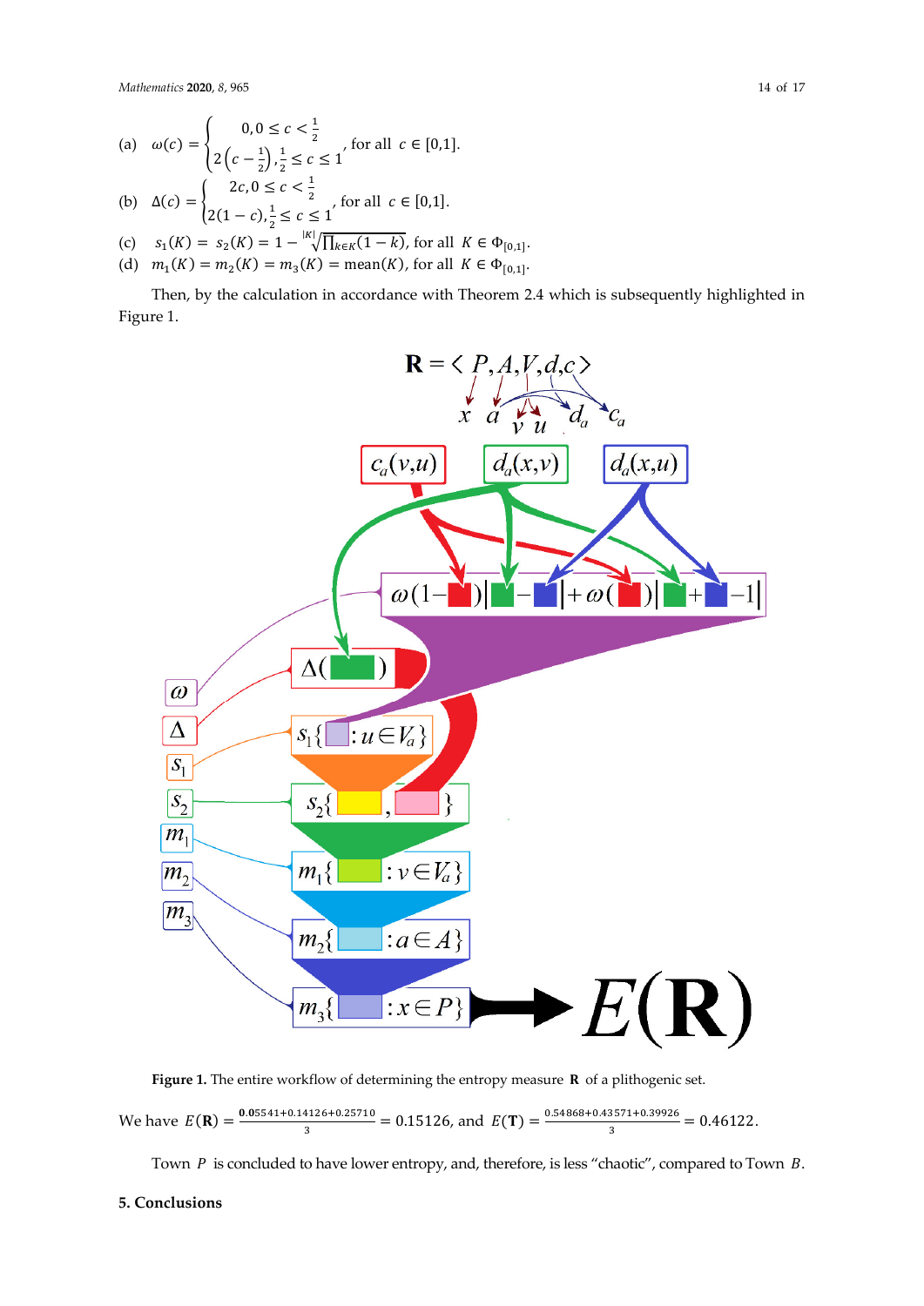(a) $\omega(c) = \begin{cases} 0, 0 \le c < \frac{1}{2} \\ 2\left(c - \frac{1}{2}\right), \frac{1}{2} \le c \le 1 \end{cases}$, for all $c \in [0,1]$.

(b) $\Delta(c) = \begin{cases} 2c, 0 \le c < \frac{1}{2} \\ 2(1-c), \frac{1}{2} \le c \le 1 \end{cases}$, for all $c \in [0,1]$.

(c) $s_1(K) = s_2(K) = 1 - \sqrt[|K|]{\prod_{k \in K}(1-k)}$, for all $K \in \Phi_{[0,1]}$.

(d) $m_1(K) = m_2(K) = m_3(K) = \mathrm{mean}(K)$, for all $K \in \Phi_{[0,1]}$.

Then, by the calculation in accordance with Theorem 2.4 which is subsequently highlighted in Figure 1.

$\mathbf{R} = \langle P, A, V, d, c \rangle$

$x$ $a$ $v$ $u$ $d_a$ $c_a$

$c_a(v,u)$ $d_a(x,v)$ $d_a(x,u)$

$\omega(1-\blacksquare)|\blacksquare-\blacksquare| + \omega(\blacksquare)|\blacksquare+\blacksquare-1|$

$\Delta(\blacksquare)$

$s_1\{\blacksquare : u \in V_a\}$

$s_2\{\blacksquare, \blacksquare\}$

$m_1\{\blacksquare : v \in V_a\}$

$m_2\{\blacksquare : a \in A\}$

$m_3\{\blacksquare : x \in P\}$

$E(\mathbf{R})$

$\omega$ $\Delta$ $s_1$ $s_2$ $m_1$ $m_2$ $m_3$

**Figure 1.** The entire workflow of determining the entropy measure $\mathbf{R}$ of a plithogenic set.

We have $E(\mathbf{R}) = \frac{0.05541+0.14126+0.25710}{3} = 0.15126$, and $E(\mathbf{T}) = \frac{0.54868+0.43571+0.39926}{3} = 0.46122$.

Town $P$ is concluded to have lower entropy, and, therefore, is less "chaotic", compared to Town $B$.

## 5. Conclusions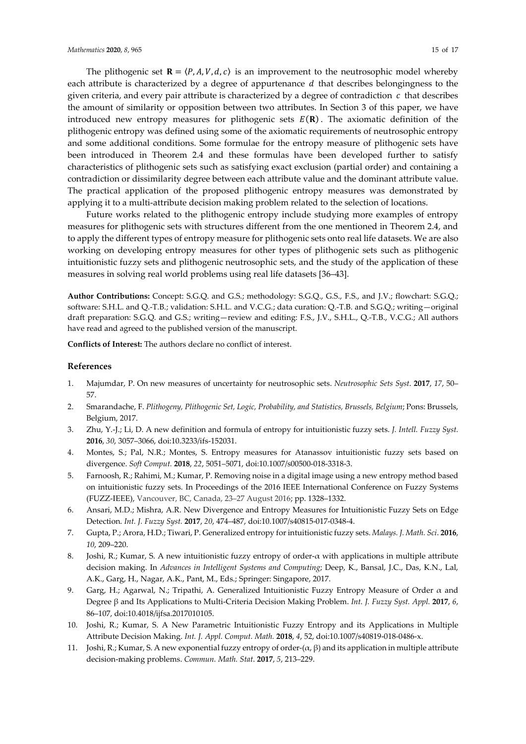The plithogenic set $\mathbf{R} = \langle P, A, V, d, c \rangle$ is an improvement to the neutrosophic model whereby each attribute is characterized by a degree of appurtenance $d$ that describes belongingness to the given criteria, and every pair attribute is characterized by a degree of contradiction $c$ that describes the amount of similarity or opposition between two attributes. In Section 3 of this paper, we have introduced new entropy measures for plithogenic sets $E(\mathbf{R})$. The axiomatic definition of the plithogenic entropy was defined using some of the axiomatic requirements of neutrosophic entropy and some additional conditions. Some formulae for the entropy measure of plithogenic sets have been introduced in Theorem 2.4 and these formulas have been developed further to satisfy characteristics of plithogenic sets such as satisfying exact exclusion (partial order) and containing a contradiction or dissimilarity degree between each attribute value and the dominant attribute value. The practical application of the proposed plithogenic entropy measures was demonstrated by applying it to a multi-attribute decision making problem related to the selection of locations.

Future works related to the plithogenic entropy include studying more examples of entropy measures for plithogenic sets with structures different from the one mentioned in Theorem 2.4, and to apply the different types of entropy measure for plithogenic sets onto real life datasets. We are also working on developing entropy measures for other types of plithogenic sets such as plithogenic intuitionistic fuzzy sets and plithogenic neutrosophic sets, and the study of the application of these measures in solving real world problems using real life datasets [36–43].

**Author Contributions:** Concept: S.G.Q. and G.S.; methodology: S.G.Q., G.S., F.S., and J.V.; flowchart: S.G.Q.; software: S.H.L. and Q.-T.B.; validation: S.H.L. and V.C.G.; data curation: Q.-T.B. and S.G.Q.; writing—original draft preparation: S.G.Q. and G.S.; writing—review and editing: F.S., J.V., S.H.L., Q.-T.B., V.C.G.; All authors have read and agreed to the published version of the manuscript.

**Conflicts of Interest:** The authors declare no conflict of interest.

## References

1. Majumdar, P. On new measures of uncertainty for neutrosophic sets. *Neutrosophic Sets Syst*. **2017**, *17*, 50–57.
2. Smarandache, F. *Plithogeny, Plithogenic Set, Logic, Probability, and Statistics, Brussels, Belgium*; Pons: Brussels, Belgium, 2017.
3. Zhu, Y.-J.; Li, D. A new definition and formula of entropy for intuitionistic fuzzy sets. *J. Intell. Fuzzy Syst.* **2016**, *30*, 3057–3066, doi:10.3233/ifs-152031.
4. Montes, S.; Pal, N.R.; Montes, S. Entropy measures for Atanassov intuitionistic fuzzy sets based on divergence. *Soft Comput.* **2018**, *22*, 5051–5071, doi:10.1007/s00500-018-3318-3.
5. Farnoosh, R.; Rahimi, M.; Kumar, P. Removing noise in a digital image using a new entropy method based on intuitionistic fuzzy sets. In Proceedings of the 2016 IEEE International Conference on Fuzzy Systems (FUZZ-IEEE), Vancouver, BC, Canada, 23–27 August 2016; pp. 1328–1332.
6. Ansari, M.D.; Mishra, A.R. New Divergence and Entropy Measures for Intuitionistic Fuzzy Sets on Edge Detection. *Int. J. Fuzzy Syst.* **2017**, *20*, 474–487, doi:10.1007/s40815-017-0348-4.
7. Gupta, P.; Arora, H.D.; Tiwari, P. Generalized entropy for intuitionistic fuzzy sets. *Malays. J. Math. Sci*. **2016**, *10*, 209–220.
8. Joshi, R.; Kumar, S. A new intuitionistic fuzzy entropy of order-$\alpha$ with applications in multiple attribute decision making. In *Advances in Intelligent Systems and Computing*; Deep, K., Bansal, J.C., Das, K.N., Lal, A.K., Garg, H., Nagar, A.K., Pant, M., Eds.; Springer: Singapore, 2017.
9. Garg, H.; Agarwal, N.; Tripathi, A. Generalized Intuitionistic Fuzzy Entropy Measure of Order $\alpha$ and Degree $\beta$ and Its Applications to Multi-Criteria Decision Making Problem. *Int. J. Fuzzy Syst. Appl.* **2017**, *6*, 86–107, doi:10.4018/ijfsa.2017010105.
10. Joshi, R.; Kumar, S. A New Parametric Intuitionistic Fuzzy Entropy and its Applications in Multiple Attribute Decision Making. *Int. J. Appl. Comput. Math.* **2018**, *4*, 52, doi:10.1007/s40819-018-0486-x.
11. Joshi, R.; Kumar, S. A new exponential fuzzy entropy of order-($\alpha$, $\beta$) and its application in multiple attribute decision-making problems. *Commun. Math. Stat*. **2017**, *5*, 213–229.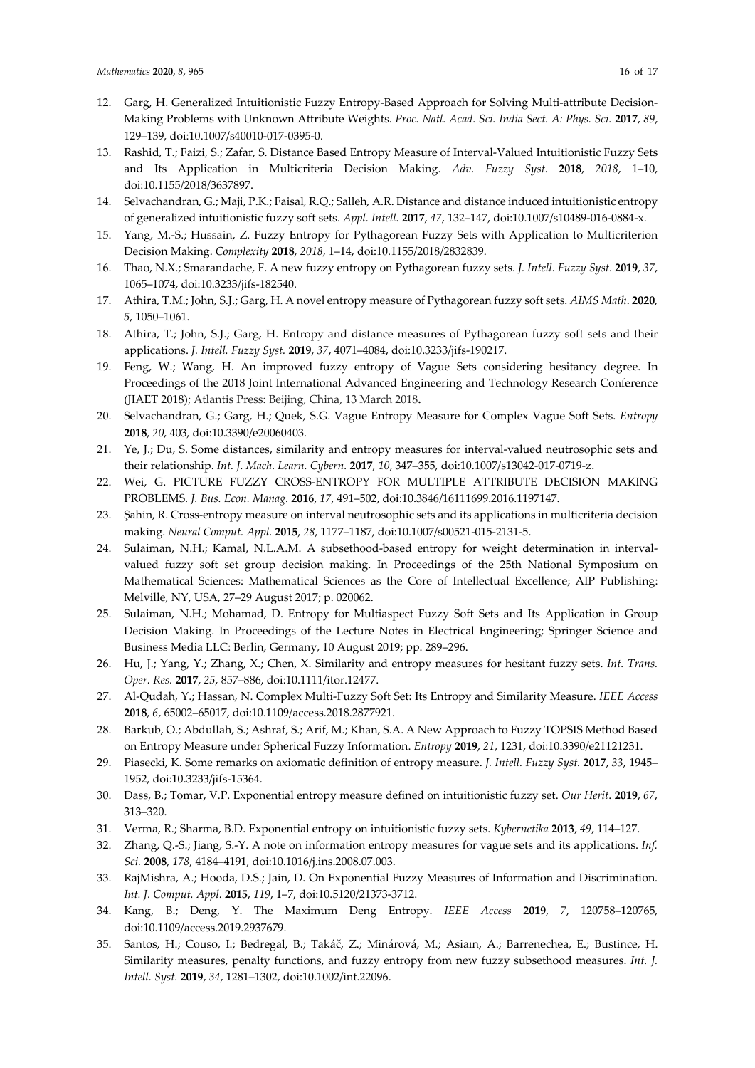12. Garg, H. Generalized Intuitionistic Fuzzy Entropy-Based Approach for Solving Multi-attribute Decision-Making Problems with Unknown Attribute Weights. *Proc. Natl. Acad. Sci. India Sect. A: Phys. Sci.* **2017**, *89*, 129–139, doi:10.1007/s40010-017-0395-0.
13. Rashid, T.; Faizi, S.; Zafar, S. Distance Based Entropy Measure of Interval-Valued Intuitionistic Fuzzy Sets and Its Application in Multicriteria Decision Making. *Adv. Fuzzy Syst.* **2018**, *2018*, 1–10, doi:10.1155/2018/3637897.
14. Selvachandran, G.; Maji, P.K.; Faisal, R.Q.; Salleh, A.R. Distance and distance induced intuitionistic entropy of generalized intuitionistic fuzzy soft sets. *Appl. Intell.* **2017**, *47*, 132–147, doi:10.1007/s10489-016-0884-x.
15. Yang, M.-S.; Hussain, Z. Fuzzy Entropy for Pythagorean Fuzzy Sets with Application to Multicriterion Decision Making. *Complexity* **2018**, *2018*, 1–14, doi:10.1155/2018/2832839.
16. Thao, N.X.; Smarandache, F. A new fuzzy entropy on Pythagorean fuzzy sets. *J. Intell. Fuzzy Syst.* **2019**, *37*, 1065–1074, doi:10.3233/jifs-182540.
17. Athira, T.M.; John, S.J.; Garg, H. A novel entropy measure of Pythagorean fuzzy soft sets. *AIMS Math.* **2020**, *5*, 1050–1061.
18. Athira, T.; John, S.J.; Garg, H. Entropy and distance measures of Pythagorean fuzzy soft sets and their applications. *J. Intell. Fuzzy Syst.* **2019**, *37*, 4071–4084, doi:10.3233/jifs-190217.
19. Feng, W.; Wang, H. An improved fuzzy entropy of Vague Sets considering hesitancy degree. In Proceedings of the 2018 Joint International Advanced Engineering and Technology Research Conference (JIAET 2018); Atlantis Press: Beijing, China, 13 March 2018**.**
20. Selvachandran, G.; Garg, H.; Quek, S.G. Vague Entropy Measure for Complex Vague Soft Sets. *Entropy* **2018**, *20*, 403, doi:10.3390/e20060403.
21. Ye, J.; Du, S. Some distances, similarity and entropy measures for interval-valued neutrosophic sets and their relationship. *Int. J. Mach. Learn. Cybern.* **2017**, *10*, 347–355, doi:10.1007/s13042-017-0719-z.
22. Wei, G. PICTURE FUZZY CROSS-ENTROPY FOR MULTIPLE ATTRIBUTE DECISION MAKING PROBLEMS. *J. Bus. Econ. Manag.* **2016**, *17*, 491–502, doi:10.3846/16111699.2016.1197147.
23. Şahin, R. Cross-entropy measure on interval neutrosophic sets and its applications in multicriteria decision making. *Neural Comput. Appl.* **2015**, *28*, 1177–1187, doi:10.1007/s00521-015-2131-5.
24. Sulaiman, N.H.; Kamal, N.L.A.M. A subsethood-based entropy for weight determination in interval-valued fuzzy soft set group decision making. In Proceedings of the 25th National Symposium on Mathematical Sciences: Mathematical Sciences as the Core of Intellectual Excellence; AIP Publishing: Melville, NY, USA, 27–29 August 2017; p. 020062.
25. Sulaiman, N.H.; Mohamad, D. Entropy for Multiaspect Fuzzy Soft Sets and Its Application in Group Decision Making. In Proceedings of the Lecture Notes in Electrical Engineering; Springer Science and Business Media LLC: Berlin, Germany, 10 August 2019; pp. 289–296.
26. Hu, J.; Yang, Y.; Zhang, X.; Chen, X. Similarity and entropy measures for hesitant fuzzy sets. *Int. Trans. Oper. Res.* **2017**, *25*, 857–886, doi:10.1111/itor.12477.
27. Al-Qudah, Y.; Hassan, N. Complex Multi-Fuzzy Soft Set: Its Entropy and Similarity Measure. *IEEE Access* **2018**, *6*, 65002–65017, doi:10.1109/access.2018.2877921.
28. Barkub, O.; Abdullah, S.; Ashraf, S.; Arif, M.; Khan, S.A. A New Approach to Fuzzy TOPSIS Method Based on Entropy Measure under Spherical Fuzzy Information. *Entropy* **2019**, *21*, 1231, doi:10.3390/e21121231.
29. Piasecki, K. Some remarks on axiomatic definition of entropy measure. *J. Intell. Fuzzy Syst.* **2017**, *33*, 1945–1952, doi:10.3233/jifs-15364.
30. Dass, B.; Tomar, V.P. Exponential entropy measure defined on intuitionistic fuzzy set. *Our Herit.* **2019**, *67*, 313–320.
31. Verma, R.; Sharma, B.D. Exponential entropy on intuitionistic fuzzy sets. *Kybernetika* **2013**, *49*, 114–127.
32. Zhang, Q.-S.; Jiang, S.-Y. A note on information entropy measures for vague sets and its applications. *Inf. Sci.* **2008**, *178*, 4184–4191, doi:10.1016/j.ins.2008.07.003.
33. RajMishra, A.; Hooda, D.S.; Jain, D. On Exponential Fuzzy Measures of Information and Discrimination. *Int. J. Comput. Appl.* **2015**, *119*, 1–7, doi:10.5120/21373-3712.
34. Kang, B.; Deng, Y. The Maximum Deng Entropy. *IEEE Access* **2019**, *7*, 120758–120765, doi:10.1109/access.2019.2937679.
35. Santos, H.; Couso, I.; Bedregal, B.; Takáč, Z.; Minárová, M.; Asiaın, A.; Barrenechea, E.; Bustince, H. Similarity measures, penalty functions, and fuzzy entropy from new fuzzy subsethood measures. *Int. J. Intell. Syst.* **2019**, *34*, 1281–1302, doi:10.1002/int.22096.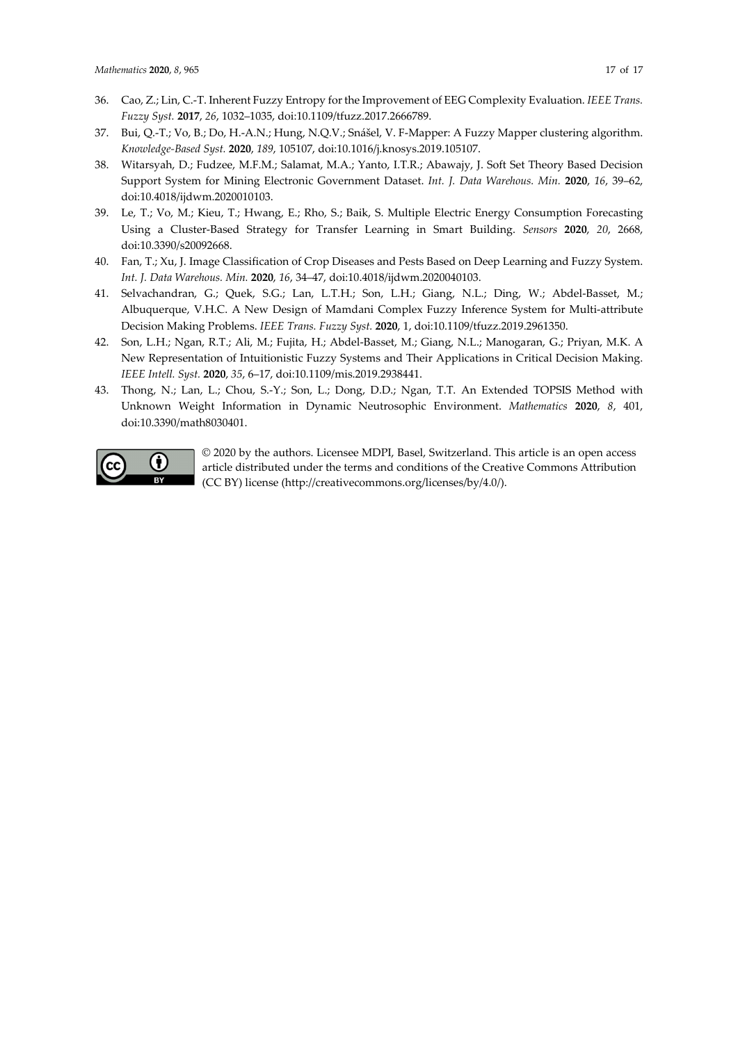36. Cao, Z.; Lin, C.-T. Inherent Fuzzy Entropy for the Improvement of EEG Complexity Evaluation. *IEEE Trans. Fuzzy Syst.* **2017**, *26*, 1032–1035, doi:10.1109/tfuzz.2017.2666789.
37. Bui, Q.-T.; Vo, B.; Do, H.-A.N.; Hung, N.Q.V.; Snášel, V. F-Mapper: A Fuzzy Mapper clustering algorithm. *Knowledge-Based Syst.* **2020**, *189*, 105107, doi:10.1016/j.knosys.2019.105107.
38. Witarsyah, D.; Fudzee, M.F.M.; Salamat, M.A.; Yanto, I.T.R.; Abawajy, J. Soft Set Theory Based Decision Support System for Mining Electronic Government Dataset. *Int. J. Data Warehous. Min.* **2020**, *16*, 39–62, doi:10.4018/ijdwm.2020010103.
39. Le, T.; Vo, M.; Kieu, T.; Hwang, E.; Rho, S.; Baik, S. Multiple Electric Energy Consumption Forecasting Using a Cluster-Based Strategy for Transfer Learning in Smart Building. *Sensors* **2020**, *20*, 2668, doi:10.3390/s20092668.
40. Fan, T.; Xu, J. Image Classification of Crop Diseases and Pests Based on Deep Learning and Fuzzy System. *Int. J. Data Warehous. Min.* **2020**, *16*, 34–47, doi:10.4018/ijdwm.2020040103.
41. Selvachandran, G.; Quek, S.G.; Lan, L.T.H.; Son, L.H.; Giang, N.L.; Ding, W.; Abdel-Basset, M.; Albuquerque, V.H.C. A New Design of Mamdani Complex Fuzzy Inference System for Multi-attribute Decision Making Problems. *IEEE Trans. Fuzzy Syst.* **2020**, 1, doi:10.1109/tfuzz.2019.2961350.
42. Son, L.H.; Ngan, R.T.; Ali, M.; Fujita, H.; Abdel-Basset, M.; Giang, N.L.; Manogaran, G.; Priyan, M.K. A New Representation of Intuitionistic Fuzzy Systems and Their Applications in Critical Decision Making. *IEEE Intell. Syst.* **2020**, *35*, 6–17, doi:10.1109/mis.2019.2938441.
43. Thong, N.; Lan, L.; Chou, S.-Y.; Son, L.; Dong, D.D.; Ngan, T.T. An Extended TOPSIS Method with Unknown Weight Information in Dynamic Neutrosophic Environment. *Mathematics* **2020**, *8*, 401, doi:10.3390/math8030401.

© 2020 by the authors. Licensee MDPI, Basel, Switzerland. This article is an open access article distributed under the terms and conditions of the Creative Commons Attribution (CC BY) license (http://creativecommons.org/licenses/by/4.0/).